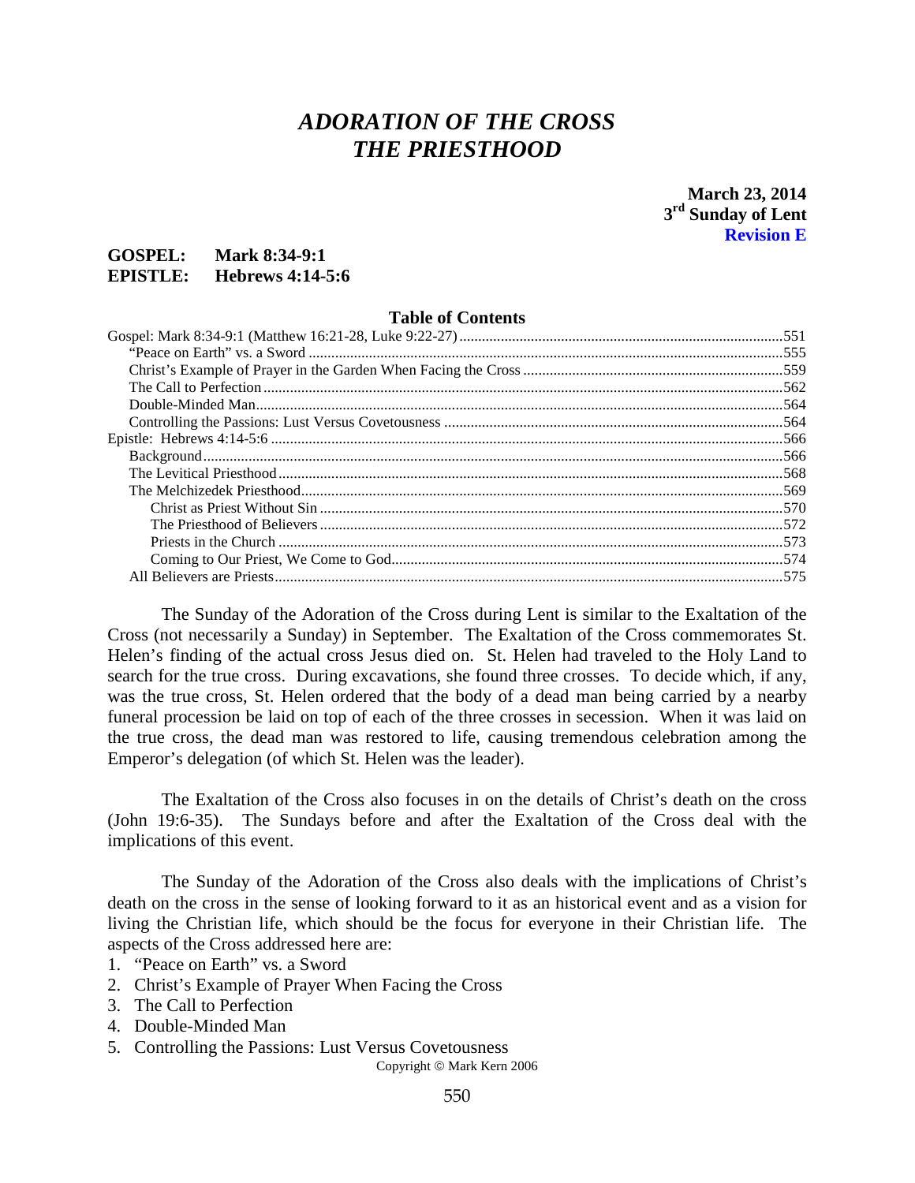# *ADORATION OF THE CROSS*
# *THE PRIESTHOOD*

**March 23, 2014**
**3rd Sunday of Lent**
**Revision E**

**GOSPEL:** **Mark 8:34-9:1**
**EPISTLE:** **Hebrews 4:14-5:6**

## Table of Contents

- Gospel: Mark 8:34-9:1 (Matthew 16:21-28, Luke 9:22-27) ........ 551
  - "Peace on Earth" vs. a Sword ........ 555
  - Christ's Example of Prayer in the Garden When Facing the Cross ........ 559
  - The Call to Perfection ........ 562
  - Double-Minded Man ........ 564
  - Controlling the Passions: Lust Versus Covetousness ........ 564
- Epistle: Hebrews 4:14-5:6 ........ 566
  - Background ........ 566
  - The Levitical Priesthood ........ 568
  - The Melchizedek Priesthood ........ 569
    - Christ as Priest Without Sin ........ 570
    - The Priesthood of Believers ........ 572
    - Priests in the Church ........ 573
    - Coming to Our Priest, We Come to God ........ 574
  - All Believers are Priests ........ 575

The Sunday of the Adoration of the Cross during Lent is similar to the Exaltation of the Cross (not necessarily a Sunday) in September. The Exaltation of the Cross commemorates St. Helen's finding of the actual cross Jesus died on. St. Helen had traveled to the Holy Land to search for the true cross. During excavations, she found three crosses. To decide which, if any, was the true cross, St. Helen ordered that the body of a dead man being carried by a nearby funeral procession be laid on top of each of the three crosses in secession. When it was laid on the true cross, the dead man was restored to life, causing tremendous celebration among the Emperor's delegation (of which St. Helen was the leader).

The Exaltation of the Cross also focuses in on the details of Christ's death on the cross (John 19:6-35). The Sundays before and after the Exaltation of the Cross deal with the implications of this event.

The Sunday of the Adoration of the Cross also deals with the implications of Christ's death on the cross in the sense of looking forward to it as an historical event and as a vision for living the Christian life, which should be the focus for everyone in their Christian life. The aspects of the Cross addressed here are:

1. "Peace on Earth" vs. a Sword
2. Christ's Example of Prayer When Facing the Cross
3. The Call to Perfection
4. Double-Minded Man
5. Controlling the Passions: Lust Versus Covetousness

Copyright © Mark Kern 2006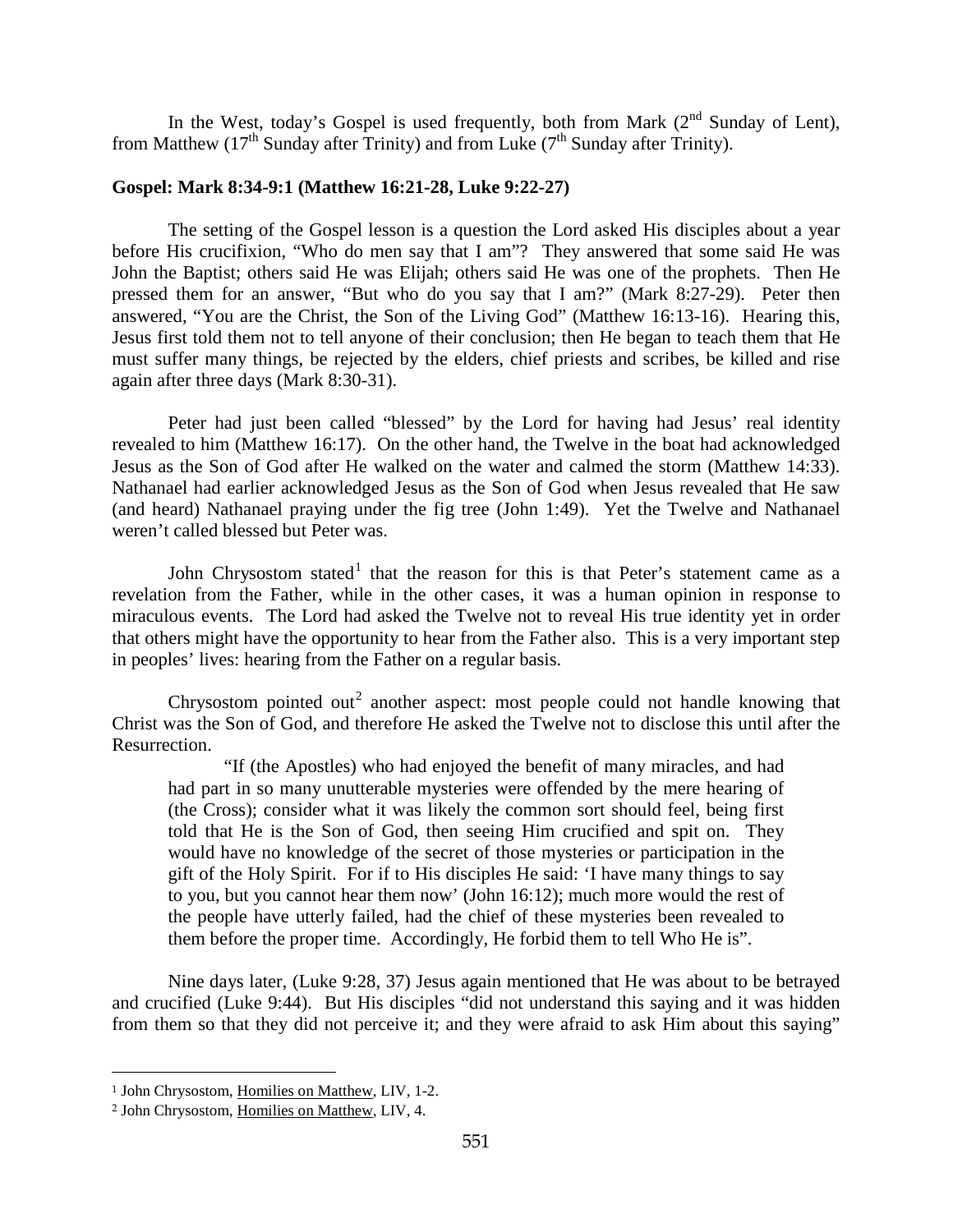In the West, today's Gospel is used frequently, both from Mark (2nd Sunday of Lent), from Matthew (17th Sunday after Trinity) and from Luke (7th Sunday after Trinity).

**Gospel: Mark 8:34-9:1 (Matthew 16:21-28, Luke 9:22-27)**

The setting of the Gospel lesson is a question the Lord asked His disciples about a year before His crucifixion, "Who do men say that I am"? They answered that some said He was John the Baptist; others said He was Elijah; others said He was one of the prophets. Then He pressed them for an answer, "But who do you say that I am?" (Mark 8:27-29). Peter then answered, "You are the Christ, the Son of the Living God" (Matthew 16:13-16). Hearing this, Jesus first told them not to tell anyone of their conclusion; then He began to teach them that He must suffer many things, be rejected by the elders, chief priests and scribes, be killed and rise again after three days (Mark 8:30-31).

Peter had just been called "blessed" by the Lord for having had Jesus' real identity revealed to him (Matthew 16:17). On the other hand, the Twelve in the boat had acknowledged Jesus as the Son of God after He walked on the water and calmed the storm (Matthew 14:33). Nathanael had earlier acknowledged Jesus as the Son of God when Jesus revealed that He saw (and heard) Nathanael praying under the fig tree (John 1:49). Yet the Twelve and Nathanael weren't called blessed but Peter was.

John Chrysostom stated[1] that the reason for this is that Peter's statement came as a revelation from the Father, while in the other cases, it was a human opinion in response to miraculous events. The Lord had asked the Twelve not to reveal His true identity yet in order that others might have the opportunity to hear from the Father also. This is a very important step in peoples' lives: hearing from the Father on a regular basis.

Chrysostom pointed out[2] another aspect: most people could not handle knowing that Christ was the Son of God, and therefore He asked the Twelve not to disclose this until after the Resurrection.

> "If (the Apostles) who had enjoyed the benefit of many miracles, and had had part in so many unutterable mysteries were offended by the mere hearing of (the Cross); consider what it was likely the common sort should feel, being first told that He is the Son of God, then seeing Him crucified and spit on. They would have no knowledge of the secret of those mysteries or participation in the gift of the Holy Spirit. For if to His disciples He said: 'I have many things to say to you, but you cannot hear them now' (John 16:12); much more would the rest of the people have utterly failed, had the chief of these mysteries been revealed to them before the proper time. Accordingly, He forbid them to tell Who He is".

Nine days later, (Luke 9:28, 37) Jesus again mentioned that He was about to be betrayed and crucified (Luke 9:44). But His disciples "did not understand this saying and it was hidden from them so that they did not perceive it; and they were afraid to ask Him about this saying"

---

[1] John Chrysostom, Homilies on Matthew, LIV, 1-2.

[2] John Chrysostom, Homilies on Matthew, LIV, 4.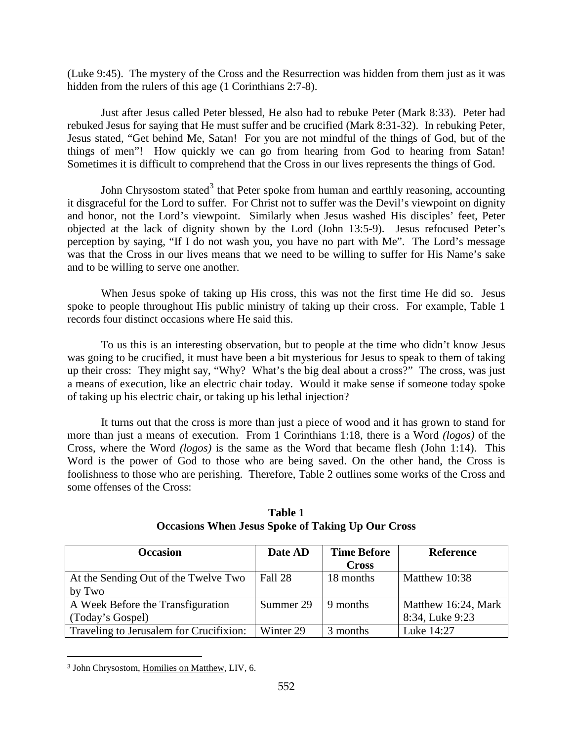(Luke 9:45). The mystery of the Cross and the Resurrection was hidden from them just as it was hidden from the rulers of this age (1 Corinthians 2:7-8).

Just after Jesus called Peter blessed, He also had to rebuke Peter (Mark 8:33). Peter had rebuked Jesus for saying that He must suffer and be crucified (Mark 8:31-32). In rebuking Peter, Jesus stated, "Get behind Me, Satan! For you are not mindful of the things of God, but of the things of men"! How quickly we can go from hearing from God to hearing from Satan! Sometimes it is difficult to comprehend that the Cross in our lives represents the things of God.

John Chrysostom stated[3] that Peter spoke from human and earthly reasoning, accounting it disgraceful for the Lord to suffer. For Christ not to suffer was the Devil's viewpoint on dignity and honor, not the Lord's viewpoint. Similarly when Jesus washed His disciples' feet, Peter objected at the lack of dignity shown by the Lord (John 13:5-9). Jesus refocused Peter's perception by saying, "If I do not wash you, you have no part with Me". The Lord's message was that the Cross in our lives means that we need to be willing to suffer for His Name's sake and to be willing to serve one another.

When Jesus spoke of taking up His cross, this was not the first time He did so. Jesus spoke to people throughout His public ministry of taking up their cross. For example, Table 1 records four distinct occasions where He said this.

To us this is an interesting observation, but to people at the time who didn't know Jesus was going to be crucified, it must have been a bit mysterious for Jesus to speak to them of taking up their cross: They might say, "Why? What's the big deal about a cross?" The cross, was just a means of execution, like an electric chair today. Would it make sense if someone today spoke of taking up his electric chair, or taking up his lethal injection?

It turns out that the cross is more than just a piece of wood and it has grown to stand for more than just a means of execution. From 1 Corinthians 1:18, there is a Word *(logos)* of the Cross, where the Word *(logos)* is the same as the Word that became flesh (John 1:14). This Word is the power of God to those who are being saved. On the other hand, the Cross is foolishness to those who are perishing. Therefore, Table 2 outlines some works of the Cross and some offenses of the Cross:

**Table 1**
**Occasions When Jesus Spoke of Taking Up Our Cross**

| Occasion | Date AD | Time Before Cross | Reference |
|---|---|---|---|
| At the Sending Out of the Twelve Two by Two | Fall 28 | 18 months | Matthew 10:38 |
| A Week Before the Transfiguration (Today's Gospel) | Summer 29 | 9 months | Matthew 16:24, Mark 8:34, Luke 9:23 |
| Traveling to Jerusalem for Crucifixion: | Winter 29 | 3 months | Luke 14:27 |

[3] John Chrysostom, Homilies on Matthew, LIV, 6.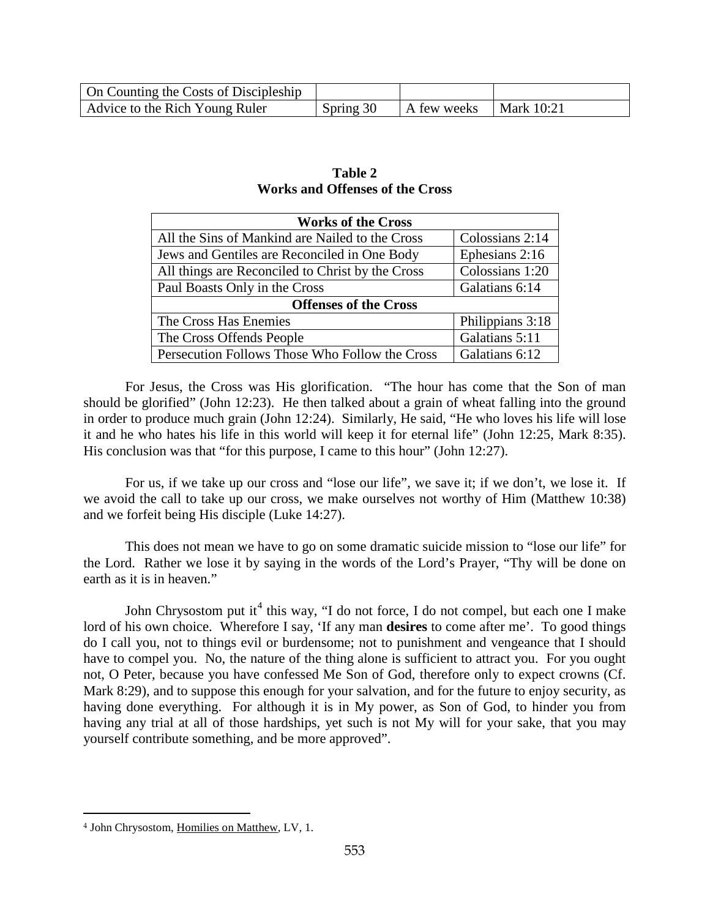| | | | |
|---|---|---|---|
| On Counting the Costs of Discipleship | | | |
| Advice to the Rich Young Ruler | Spring 30 | A few weeks | Mark 10:21 |

**Table 2**
**Works and Offenses of the Cross**

| **Works of the Cross** | |
|---|---|
| All the Sins of Mankind are Nailed to the Cross | Colossians 2:14 |
| Jews and Gentiles are Reconciled in One Body | Ephesians 2:16 |
| All things are Reconciled to Christ by the Cross | Colossians 1:20 |
| Paul Boasts Only in the Cross | Galatians 6:14 |
| **Offenses of the Cross** | |
| The Cross Has Enemies | Philippians 3:18 |
| The Cross Offends People | Galatians 5:11 |
| Persecution Follows Those Who Follow the Cross | Galatians 6:12 |

For Jesus, the Cross was His glorification. "The hour has come that the Son of man should be glorified" (John 12:23). He then talked about a grain of wheat falling into the ground in order to produce much grain (John 12:24). Similarly, He said, "He who loves his life will lose it and he who hates his life in this world will keep it for eternal life" (John 12:25, Mark 8:35). His conclusion was that "for this purpose, I came to this hour" (John 12:27).

For us, if we take up our cross and "lose our life", we save it; if we don't, we lose it. If we avoid the call to take up our cross, we make ourselves not worthy of Him (Matthew 10:38) and we forfeit being His disciple (Luke 14:27).

This does not mean we have to go on some dramatic suicide mission to "lose our life" for the Lord. Rather we lose it by saying in the words of the Lord's Prayer, "Thy will be done on earth as it is in heaven."

John Chrysostom put it[4] this way, "I do not force, I do not compel, but each one I make lord of his own choice. Wherefore I say, 'If any man **desires** to come after me'. To good things do I call you, not to things evil or burdensome; not to punishment and vengeance that I should have to compel you. No, the nature of the thing alone is sufficient to attract you. For you ought not, O Peter, because you have confessed Me Son of God, therefore only to expect crowns (Cf. Mark 8:29), and to suppose this enough for your salvation, and for the future to enjoy security, as having done everything. For although it is in My power, as Son of God, to hinder you from having any trial at all of those hardships, yet such is not My will for your sake, that you may yourself contribute something, and be more approved".

---

[4] John Chrysostom, Homilies on Matthew, LV, 1.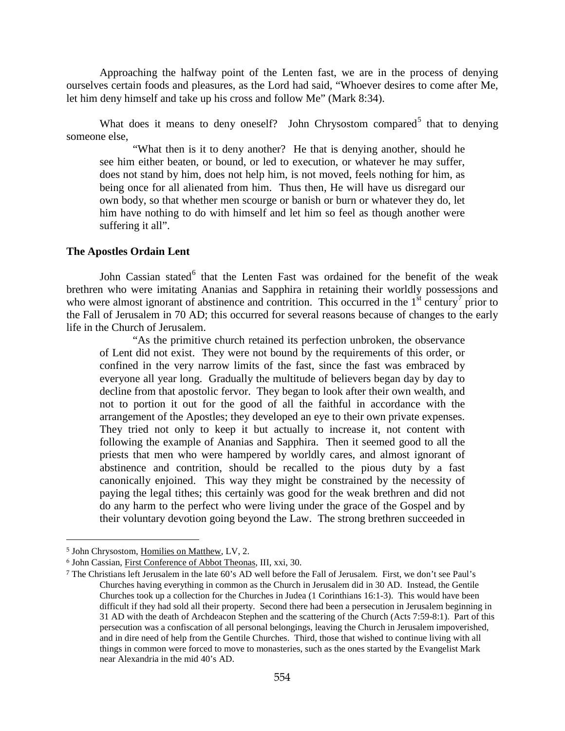Approaching the halfway point of the Lenten fast, we are in the process of denying ourselves certain foods and pleasures, as the Lord had said, "Whoever desires to come after Me, let him deny himself and take up his cross and follow Me" (Mark 8:34).

What does it means to deny oneself? John Chrysostom compared[5] that to denying someone else,

> "What then is it to deny another? He that is denying another, should he see him either beaten, or bound, or led to execution, or whatever he may suffer, does not stand by him, does not help him, is not moved, feels nothing for him, as being once for all alienated from him. Thus then, He will have us disregard our own body, so that whether men scourge or banish or burn or whatever they do, let him have nothing to do with himself and let him so feel as though another were suffering it all".

**The Apostles Ordain Lent**

John Cassian stated[6] that the Lenten Fast was ordained for the benefit of the weak brethren who were imitating Ananias and Sapphira in retaining their worldly possessions and who were almost ignorant of abstinence and contrition. This occurred in the 1st century[7] prior to the Fall of Jerusalem in 70 AD; this occurred for several reasons because of changes to the early life in the Church of Jerusalem.

> "As the primitive church retained its perfection unbroken, the observance of Lent did not exist. They were not bound by the requirements of this order, or confined in the very narrow limits of the fast, since the fast was embraced by everyone all year long. Gradually the multitude of believers began day by day to decline from that apostolic fervor. They began to look after their own wealth, and not to portion it out for the good of all the faithful in accordance with the arrangement of the Apostles; they developed an eye to their own private expenses. They tried not only to keep it but actually to increase it, not content with following the example of Ananias and Sapphira. Then it seemed good to all the priests that men who were hampered by worldly cares, and almost ignorant of abstinence and contrition, should be recalled to the pious duty by a fast canonically enjoined. This way they might be constrained by the necessity of paying the legal tithes; this certainly was good for the weak brethren and did not do any harm to the perfect who were living under the grace of the Gospel and by their voluntary devotion going beyond the Law. The strong brethren succeeded in

---

[5] John Chrysostom, Homilies on Matthew, LV, 2.

[6] John Cassian, First Conference of Abbot Theonas, III, xxi, 30.

[7] The Christians left Jerusalem in the late 60's AD well before the Fall of Jerusalem. First, we don't see Paul's Churches having everything in common as the Church in Jerusalem did in 30 AD. Instead, the Gentile Churches took up a collection for the Churches in Judea (1 Corinthians 16:1-3). This would have been difficult if they had sold all their property. Second there had been a persecution in Jerusalem beginning in 31 AD with the death of Archdeacon Stephen and the scattering of the Church (Acts 7:59-8:1). Part of this persecution was a confiscation of all personal belongings, leaving the Church in Jerusalem impoverished, and in dire need of help from the Gentile Churches. Third, those that wished to continue living with all things in common were forced to move to monasteries, such as the ones started by the Evangelist Mark near Alexandria in the mid 40's AD.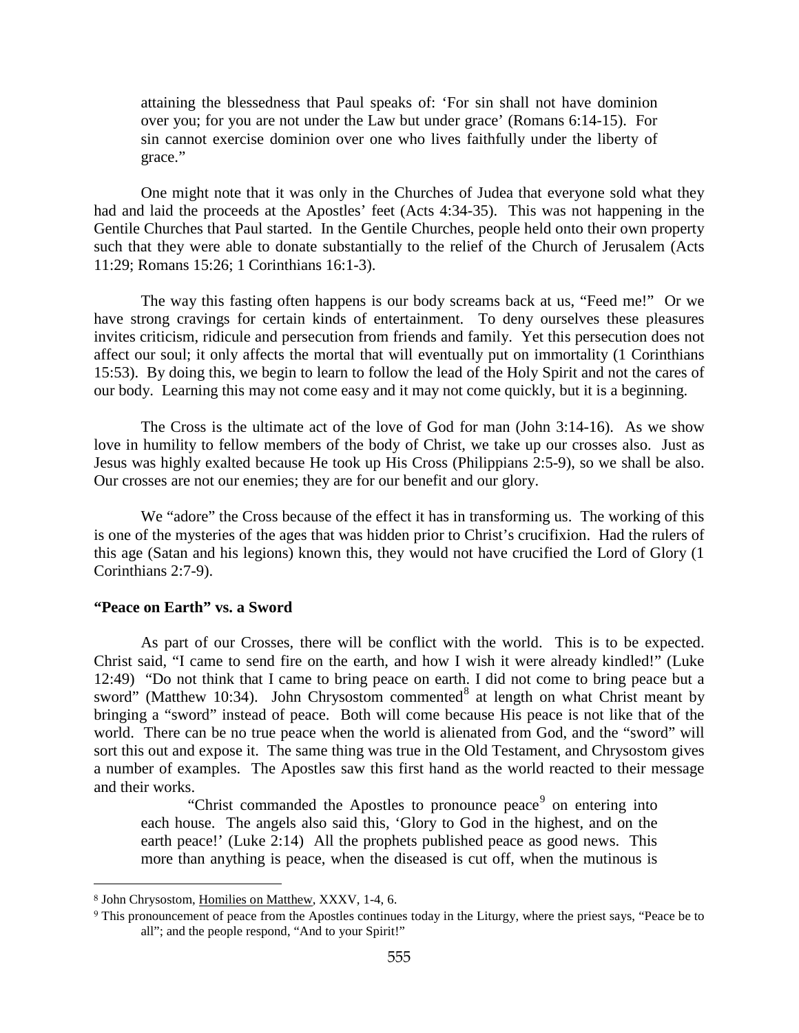> attaining the blessedness that Paul speaks of: 'For sin shall not have dominion over you; for you are not under the Law but under grace' (Romans 6:14-15). For sin cannot exercise dominion over one who lives faithfully under the liberty of grace."

One might note that it was only in the Churches of Judea that everyone sold what they had and laid the proceeds at the Apostles' feet (Acts 4:34-35). This was not happening in the Gentile Churches that Paul started. In the Gentile Churches, people held onto their own property such that they were able to donate substantially to the relief of the Church of Jerusalem (Acts 11:29; Romans 15:26; 1 Corinthians 16:1-3).

The way this fasting often happens is our body screams back at us, "Feed me!" Or we have strong cravings for certain kinds of entertainment. To deny ourselves these pleasures invites criticism, ridicule and persecution from friends and family. Yet this persecution does not affect our soul; it only affects the mortal that will eventually put on immortality (1 Corinthians 15:53). By doing this, we begin to learn to follow the lead of the Holy Spirit and not the cares of our body. Learning this may not come easy and it may not come quickly, but it is a beginning.

The Cross is the ultimate act of the love of God for man (John 3:14-16). As we show love in humility to fellow members of the body of Christ, we take up our crosses also. Just as Jesus was highly exalted because He took up His Cross (Philippians 2:5-9), so we shall be also. Our crosses are not our enemies; they are for our benefit and our glory.

We "adore" the Cross because of the effect it has in transforming us. The working of this is one of the mysteries of the ages that was hidden prior to Christ's crucifixion. Had the rulers of this age (Satan and his legions) known this, they would not have crucified the Lord of Glory (1 Corinthians 2:7-9).

**"Peace on Earth" vs. a Sword**

As part of our Crosses, there will be conflict with the world. This is to be expected. Christ said, "I came to send fire on the earth, and how I wish it were already kindled!" (Luke 12:49) "Do not think that I came to bring peace on earth. I did not come to bring peace but a sword" (Matthew 10:34). John Chrysostom commented[8] at length on what Christ meant by bringing a "sword" instead of peace. Both will come because His peace is not like that of the world. There can be no true peace when the world is alienated from God, and the "sword" will sort this out and expose it. The same thing was true in the Old Testament, and Chrysostom gives a number of examples. The Apostles saw this first hand as the world reacted to their message and their works.

> "Christ commanded the Apostles to pronounce peace[9] on entering into each house. The angels also said this, 'Glory to God in the highest, and on the earth peace!' (Luke 2:14) All the prophets published peace as good news. This more than anything is peace, when the diseased is cut off, when the mutinous is

---

[8] John Chrysostom, Homilies on Matthew, XXXV, 1-4, 6.

[9] This pronouncement of peace from the Apostles continues today in the Liturgy, where the priest says, "Peace be to all"; and the people respond, "And to your Spirit!"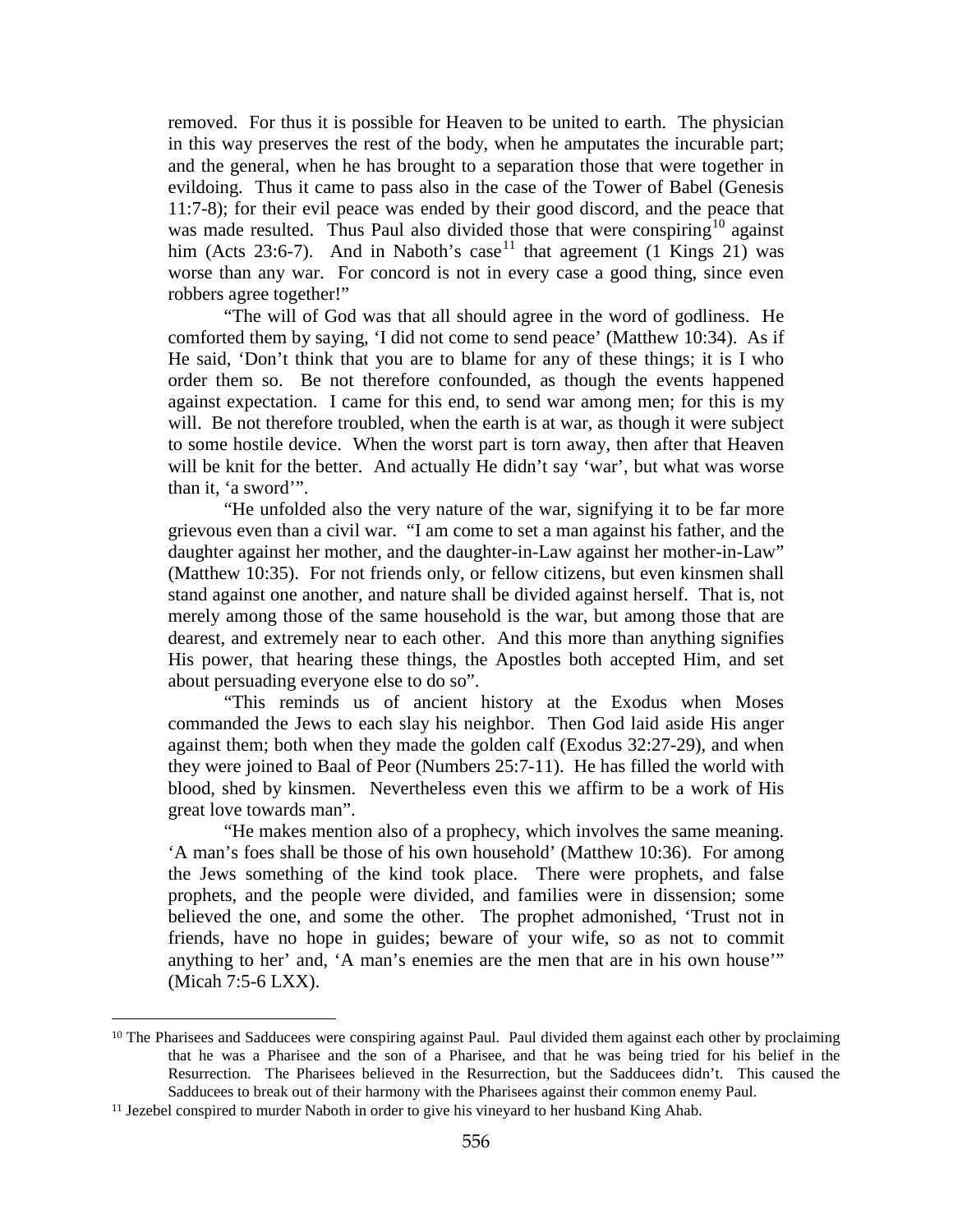removed. For thus it is possible for Heaven to be united to earth. The physician in this way preserves the rest of the body, when he amputates the incurable part; and the general, when he has brought to a separation those that were together in evildoing. Thus it came to pass also in the case of the Tower of Babel (Genesis 11:7-8); for their evil peace was ended by their good discord, and the peace that was made resulted. Thus Paul also divided those that were conspiring[10] against him (Acts 23:6-7). And in Naboth's case[11] that agreement (1 Kings 21) was worse than any war. For concord is not in every case a good thing, since even robbers agree together!"

"The will of God was that all should agree in the word of godliness. He comforted them by saying, 'I did not come to send peace' (Matthew 10:34). As if He said, 'Don't think that you are to blame for any of these things; it is I who order them so. Be not therefore confounded, as though the events happened against expectation. I came for this end, to send war among men; for this is my will. Be not therefore troubled, when the earth is at war, as though it were subject to some hostile device. When the worst part is torn away, then after that Heaven will be knit for the better. And actually He didn't say 'war', but what was worse than it, 'a sword'".

"He unfolded also the very nature of the war, signifying it to be far more grievous even than a civil war. "I am come to set a man against his father, and the daughter against her mother, and the daughter-in-Law against her mother-in-Law" (Matthew 10:35). For not friends only, or fellow citizens, but even kinsmen shall stand against one another, and nature shall be divided against herself. That is, not merely among those of the same household is the war, but among those that are dearest, and extremely near to each other. And this more than anything signifies His power, that hearing these things, the Apostles both accepted Him, and set about persuading everyone else to do so".

"This reminds us of ancient history at the Exodus when Moses commanded the Jews to each slay his neighbor. Then God laid aside His anger against them; both when they made the golden calf (Exodus 32:27-29), and when they were joined to Baal of Peor (Numbers 25:7-11). He has filled the world with blood, shed by kinsmen. Nevertheless even this we affirm to be a work of His great love towards man".

"He makes mention also of a prophecy, which involves the same meaning. 'A man's foes shall be those of his own household' (Matthew 10:36). For among the Jews something of the kind took place. There were prophets, and false prophets, and the people were divided, and families were in dissension; some believed the one, and some the other. The prophet admonished, 'Trust not in friends, have no hope in guides; beware of your wife, so as not to commit anything to her' and, 'A man's enemies are the men that are in his own house'" (Micah 7:5-6 LXX).

---

[10] The Pharisees and Sadducees were conspiring against Paul. Paul divided them against each other by proclaiming that he was a Pharisee and the son of a Pharisee, and that he was being tried for his belief in the Resurrection. The Pharisees believed in the Resurrection, but the Sadducees didn't. This caused the Sadducees to break out of their harmony with the Pharisees against their common enemy Paul.

[11] Jezebel conspired to murder Naboth in order to give his vineyard to her husband King Ahab.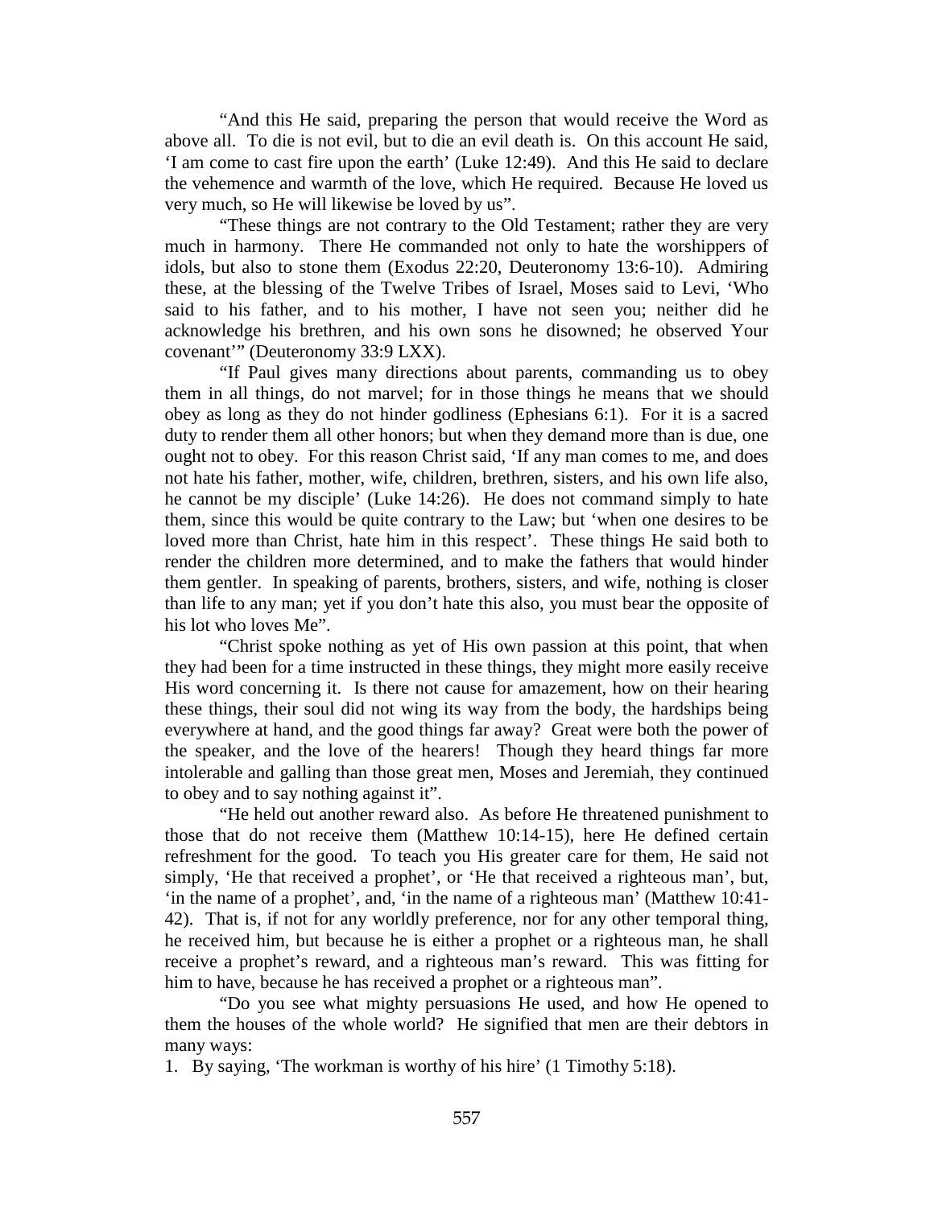“And this He said, preparing the person that would receive the Word as above all. To die is not evil, but to die an evil death is. On this account He said, ‘I am come to cast fire upon the earth’ (Luke 12:49). And this He said to declare the vehemence and warmth of the love, which He required. Because He loved us very much, so He will likewise be loved by us”.

“These things are not contrary to the Old Testament; rather they are very much in harmony. There He commanded not only to hate the worshippers of idols, but also to stone them (Exodus 22:20, Deuteronomy 13:6-10). Admiring these, at the blessing of the Twelve Tribes of Israel, Moses said to Levi, ‘Who said to his father, and to his mother, I have not seen you; neither did he acknowledge his brethren, and his own sons he disowned; he observed Your covenant’” (Deuteronomy 33:9 LXX).

“If Paul gives many directions about parents, commanding us to obey them in all things, do not marvel; for in those things he means that we should obey as long as they do not hinder godliness (Ephesians 6:1). For it is a sacred duty to render them all other honors; but when they demand more than is due, one ought not to obey. For this reason Christ said, ‘If any man comes to me, and does not hate his father, mother, wife, children, brethren, sisters, and his own life also, he cannot be my disciple’ (Luke 14:26). He does not command simply to hate them, since this would be quite contrary to the Law; but ‘when one desires to be loved more than Christ, hate him in this respect’. These things He said both to render the children more determined, and to make the fathers that would hinder them gentler. In speaking of parents, brothers, sisters, and wife, nothing is closer than life to any man; yet if you don’t hate this also, you must bear the opposite of his lot who loves Me”.

“Christ spoke nothing as yet of His own passion at this point, that when they had been for a time instructed in these things, they might more easily receive His word concerning it. Is there not cause for amazement, how on their hearing these things, their soul did not wing its way from the body, the hardships being everywhere at hand, and the good things far away? Great were both the power of the speaker, and the love of the hearers! Though they heard things far more intolerable and galling than those great men, Moses and Jeremiah, they continued to obey and to say nothing against it”.

“He held out another reward also. As before He threatened punishment to those that do not receive them (Matthew 10:14-15), here He defined certain refreshment for the good. To teach you His greater care for them, He said not simply, ‘He that received a prophet’, or ‘He that received a righteous man’, but, ‘in the name of a prophet’, and, ‘in the name of a righteous man’ (Matthew 10:41-42). That is, if not for any worldly preference, nor for any other temporal thing, he received him, but because he is either a prophet or a righteous man, he shall receive a prophet’s reward, and a righteous man’s reward. This was fitting for him to have, because he has received a prophet or a righteous man”.

“Do you see what mighty persuasions He used, and how He opened to them the houses of the whole world? He signified that men are their debtors in many ways:

1. By saying, ‘The workman is worthy of his hire’ (1 Timothy 5:18).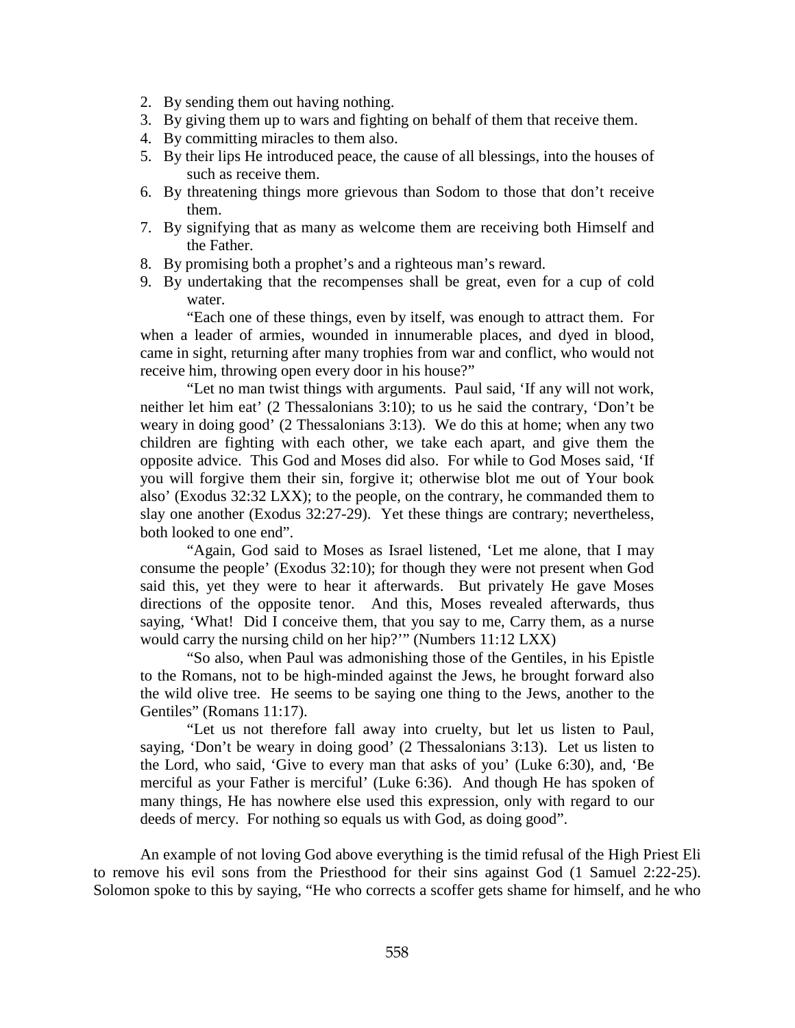2. By sending them out having nothing.
3. By giving them up to wars and fighting on behalf of them that receive them.
4. By committing miracles to them also.
5. By their lips He introduced peace, the cause of all blessings, into the houses of such as receive them.
6. By threatening things more grievous than Sodom to those that don't receive them.
7. By signifying that as many as welcome them are receiving both Himself and the Father.
8. By promising both a prophet's and a righteous man's reward.
9. By undertaking that the recompenses shall be great, even for a cup of cold water.

"Each one of these things, even by itself, was enough to attract them. For when a leader of armies, wounded in innumerable places, and dyed in blood, came in sight, returning after many trophies from war and conflict, who would not receive him, throwing open every door in his house?"

"Let no man twist things with arguments. Paul said, 'If any will not work, neither let him eat' (2 Thessalonians 3:10); to us he said the contrary, 'Don't be weary in doing good' (2 Thessalonians 3:13). We do this at home; when any two children are fighting with each other, we take each apart, and give them the opposite advice. This God and Moses did also. For while to God Moses said, 'If you will forgive them their sin, forgive it; otherwise blot me out of Your book also' (Exodus 32:32 LXX); to the people, on the contrary, he commanded them to slay one another (Exodus 32:27-29). Yet these things are contrary; nevertheless, both looked to one end".

"Again, God said to Moses as Israel listened, 'Let me alone, that I may consume the people' (Exodus 32:10); for though they were not present when God said this, yet they were to hear it afterwards. But privately He gave Moses directions of the opposite tenor. And this, Moses revealed afterwards, thus saying, 'What! Did I conceive them, that you say to me, Carry them, as a nurse would carry the nursing child on her hip?'" (Numbers 11:12 LXX)

"So also, when Paul was admonishing those of the Gentiles, in his Epistle to the Romans, not to be high-minded against the Jews, he brought forward also the wild olive tree. He seems to be saying one thing to the Jews, another to the Gentiles" (Romans 11:17).

"Let us not therefore fall away into cruelty, but let us listen to Paul, saying, 'Don't be weary in doing good' (2 Thessalonians 3:13). Let us listen to the Lord, who said, 'Give to every man that asks of you' (Luke 6:30), and, 'Be merciful as your Father is merciful' (Luke 6:36). And though He has spoken of many things, He has nowhere else used this expression, only with regard to our deeds of mercy. For nothing so equals us with God, as doing good".

An example of not loving God above everything is the timid refusal of the High Priest Eli to remove his evil sons from the Priesthood for their sins against God (1 Samuel 2:22-25). Solomon spoke to this by saying, "He who corrects a scoffer gets shame for himself, and he who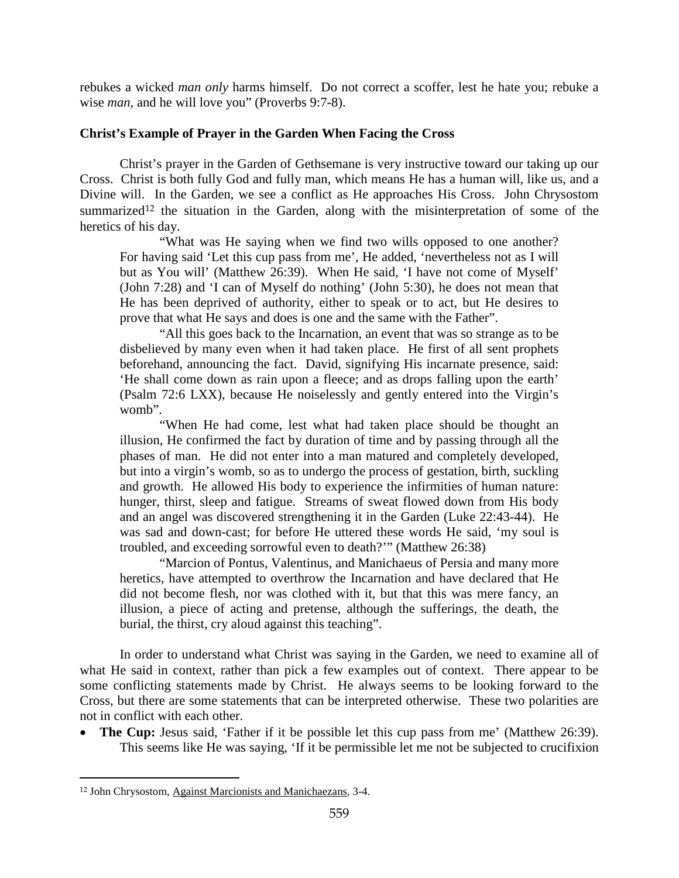rebukes a wicked *man only* harms himself. Do not correct a scoffer, lest he hate you; rebuke a wise *man*, and he will love you" (Proverbs 9:7-8).

### Christ's Example of Prayer in the Garden When Facing the Cross

Christ's prayer in the Garden of Gethsemane is very instructive toward our taking up our Cross. Christ is both fully God and fully man, which means He has a human will, like us, and a Divine will. In the Garden, we see a conflict as He approaches His Cross. John Chrysostom summarized[12] the situation in the Garden, along with the misinterpretation of some of the heretics of his day.

> "What was He saying when we find two wills opposed to one another? For having said 'Let this cup pass from me', He added, 'nevertheless not as I will but as You will' (Matthew 26:39). When He said, 'I have not come of Myself' (John 7:28) and 'I can of Myself do nothing' (John 5:30), he does not mean that He has been deprived of authority, either to speak or to act, but He desires to prove that what He says and does is one and the same with the Father".
>
> "All this goes back to the Incarnation, an event that was so strange as to be disbelieved by many even when it had taken place. He first of all sent prophets beforehand, announcing the fact. David, signifying His incarnate presence, said: 'He shall come down as rain upon a fleece; and as drops falling upon the earth' (Psalm 72:6 LXX), because He noiselessly and gently entered into the Virgin's womb".
>
> "When He had come, lest what had taken place should be thought an illusion, He confirmed the fact by duration of time and by passing through all the phases of man. He did not enter into a man matured and completely developed, but into a virgin's womb, so as to undergo the process of gestation, birth, suckling and growth. He allowed His body to experience the infirmities of human nature: hunger, thirst, sleep and fatigue. Streams of sweat flowed down from His body and an angel was discovered strengthening it in the Garden (Luke 22:43-44). He was sad and down-cast; for before He uttered these words He said, 'my soul is troubled, and exceeding sorrowful even to death?'" (Matthew 26:38)
>
> "Marcion of Pontus, Valentinus, and Manichaeus of Persia and many more heretics, have attempted to overthrow the Incarnation and have declared that He did not become flesh, nor was clothed with it, but that this was mere fancy, an illusion, a piece of acting and pretense, although the sufferings, the death, the burial, the thirst, cry aloud against this teaching".

In order to understand what Christ was saying in the Garden, we need to examine all of what He said in context, rather than pick a few examples out of context. There appear to be some conflicting statements made by Christ. He always seems to be looking forward to the Cross, but there are some statements that can be interpreted otherwise. These two polarities are not in conflict with each other.

- **The Cup:** Jesus said, 'Father if it be possible let this cup pass from me' (Matthew 26:39). This seems like He was saying, 'If it be permissible let me not be subjected to crucifixion

---

[12] John Chrysostom, Against Marcionists and Manichaezans, 3-4.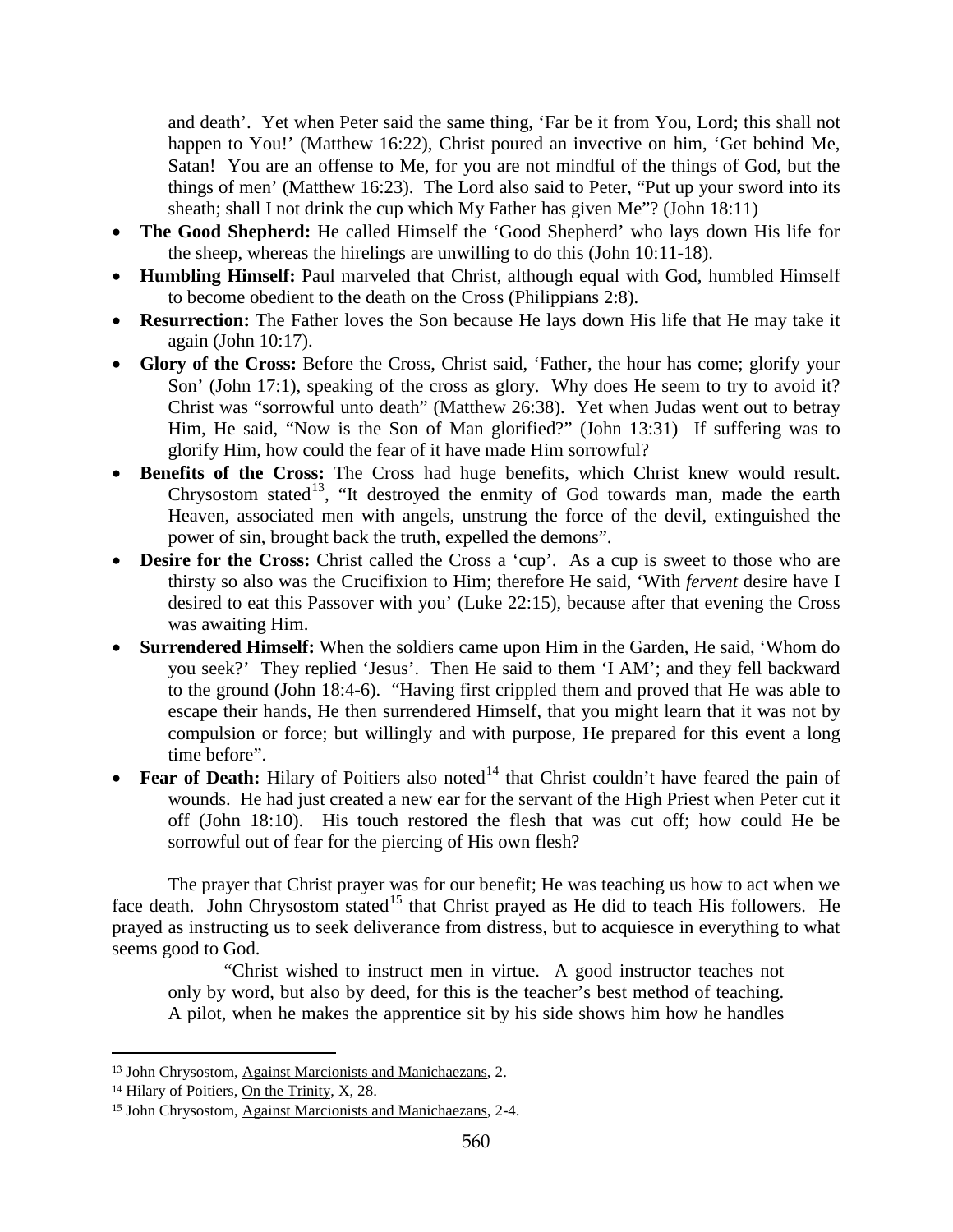and death'. Yet when Peter said the same thing, 'Far be it from You, Lord; this shall not happen to You!' (Matthew 16:22), Christ poured an invective on him, 'Get behind Me, Satan! You are an offense to Me, for you are not mindful of the things of God, but the things of men' (Matthew 16:23). The Lord also said to Peter, "Put up your sword into its sheath; shall I not drink the cup which My Father has given Me"? (John 18:11)

- **The Good Shepherd:** He called Himself the 'Good Shepherd' who lays down His life for the sheep, whereas the hirelings are unwilling to do this (John 10:11-18).
- **Humbling Himself:** Paul marveled that Christ, although equal with God, humbled Himself to become obedient to the death on the Cross (Philippians 2:8).
- **Resurrection:** The Father loves the Son because He lays down His life that He may take it again (John 10:17).
- **Glory of the Cross:** Before the Cross, Christ said, 'Father, the hour has come; glorify your Son' (John 17:1), speaking of the cross as glory. Why does He seem to try to avoid it? Christ was "sorrowful unto death" (Matthew 26:38). Yet when Judas went out to betray Him, He said, "Now is the Son of Man glorified?" (John 13:31) If suffering was to glorify Him, how could the fear of it have made Him sorrowful?
- **Benefits of the Cross:** The Cross had huge benefits, which Christ knew would result. Chrysostom stated[13], "It destroyed the enmity of God towards man, made the earth Heaven, associated men with angels, unstrung the force of the devil, extinguished the power of sin, brought back the truth, expelled the demons".
- **Desire for the Cross:** Christ called the Cross a 'cup'. As a cup is sweet to those who are thirsty so also was the Crucifixion to Him; therefore He said, 'With *fervent* desire have I desired to eat this Passover with you' (Luke 22:15), because after that evening the Cross was awaiting Him.
- **Surrendered Himself:** When the soldiers came upon Him in the Garden, He said, 'Whom do you seek?' They replied 'Jesus'. Then He said to them 'I AM'; and they fell backward to the ground (John 18:4-6). "Having first crippled them and proved that He was able to escape their hands, He then surrendered Himself, that you might learn that it was not by compulsion or force; but willingly and with purpose, He prepared for this event a long time before".
- **Fear of Death:** Hilary of Poitiers also noted[14] that Christ couldn't have feared the pain of wounds. He had just created a new ear for the servant of the High Priest when Peter cut it off (John 18:10). His touch restored the flesh that was cut off; how could He be sorrowful out of fear for the piercing of His own flesh?

The prayer that Christ prayer was for our benefit; He was teaching us how to act when we face death. John Chrysostom stated[15] that Christ prayed as He did to teach His followers. He prayed as instructing us to seek deliverance from distress, but to acquiesce in everything to what seems good to God.

> "Christ wished to instruct men in virtue. A good instructor teaches not only by word, but also by deed, for this is the teacher's best method of teaching. A pilot, when he makes the apprentice sit by his side shows him how he handles

---

[13] John Chrysostom, Against Marcionists and Manichaezans, 2.

[14] Hilary of Poitiers, On the Trinity, X, 28.

[15] John Chrysostom, Against Marcionists and Manichaezans, 2-4.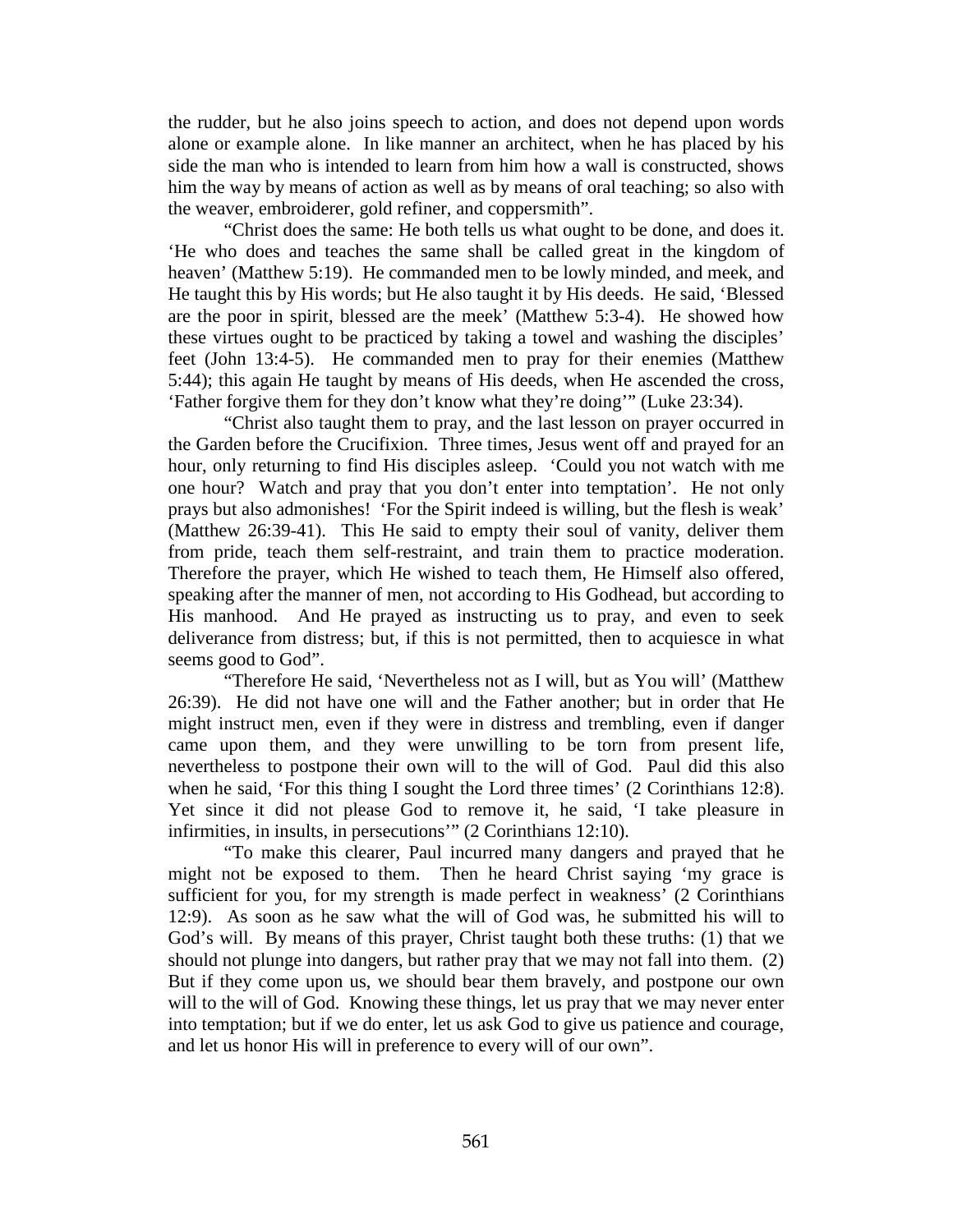the rudder, but he also joins speech to action, and does not depend upon words alone or example alone. In like manner an architect, when he has placed by his side the man who is intended to learn from him how a wall is constructed, shows him the way by means of action as well as by means of oral teaching; so also with the weaver, embroiderer, gold refiner, and coppersmith".

"Christ does the same: He both tells us what ought to be done, and does it. 'He who does and teaches the same shall be called great in the kingdom of heaven' (Matthew 5:19). He commanded men to be lowly minded, and meek, and He taught this by His words; but He also taught it by His deeds. He said, 'Blessed are the poor in spirit, blessed are the meek' (Matthew 5:3-4). He showed how these virtues ought to be practiced by taking a towel and washing the disciples' feet (John 13:4-5). He commanded men to pray for their enemies (Matthew 5:44); this again He taught by means of His deeds, when He ascended the cross, 'Father forgive them for they don't know what they're doing'" (Luke 23:34).

"Christ also taught them to pray, and the last lesson on prayer occurred in the Garden before the Crucifixion. Three times, Jesus went off and prayed for an hour, only returning to find His disciples asleep. 'Could you not watch with me one hour? Watch and pray that you don't enter into temptation'. He not only prays but also admonishes! 'For the Spirit indeed is willing, but the flesh is weak' (Matthew 26:39-41). This He said to empty their soul of vanity, deliver them from pride, teach them self-restraint, and train them to practice moderation. Therefore the prayer, which He wished to teach them, He Himself also offered, speaking after the manner of men, not according to His Godhead, but according to His manhood. And He prayed as instructing us to pray, and even to seek deliverance from distress; but, if this is not permitted, then to acquiesce in what seems good to God".

"Therefore He said, 'Nevertheless not as I will, but as You will' (Matthew 26:39). He did not have one will and the Father another; but in order that He might instruct men, even if they were in distress and trembling, even if danger came upon them, and they were unwilling to be torn from present life, nevertheless to postpone their own will to the will of God. Paul did this also when he said, 'For this thing I sought the Lord three times' (2 Corinthians 12:8). Yet since it did not please God to remove it, he said, 'I take pleasure in infirmities, in insults, in persecutions'" (2 Corinthians 12:10).

"To make this clearer, Paul incurred many dangers and prayed that he might not be exposed to them. Then he heard Christ saying 'my grace is sufficient for you, for my strength is made perfect in weakness' (2 Corinthians 12:9). As soon as he saw what the will of God was, he submitted his will to God's will. By means of this prayer, Christ taught both these truths: (1) that we should not plunge into dangers, but rather pray that we may not fall into them. (2) But if they come upon us, we should bear them bravely, and postpone our own will to the will of God. Knowing these things, let us pray that we may never enter into temptation; but if we do enter, let us ask God to give us patience and courage, and let us honor His will in preference to every will of our own".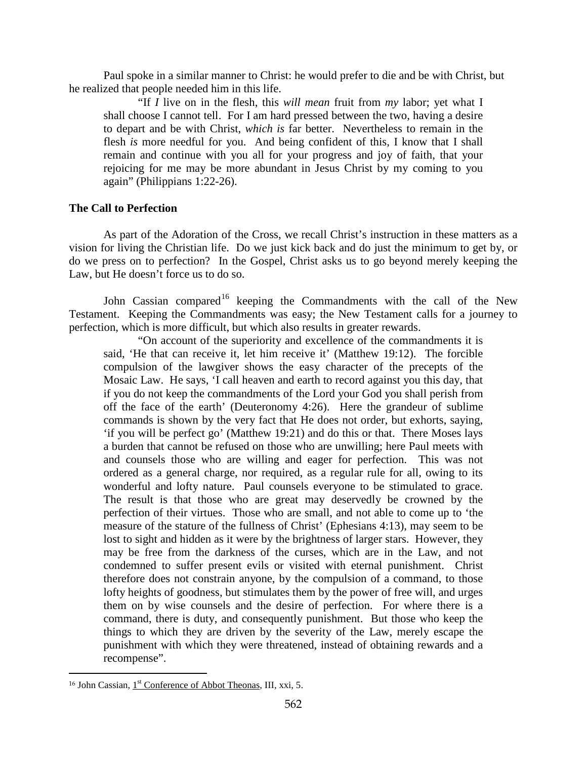Paul spoke in a similar manner to Christ: he would prefer to die and be with Christ, but he realized that people needed him in this life.

> "If *I* live on in the flesh, this *will mean* fruit from *my* labor; yet what I shall choose I cannot tell. For I am hard pressed between the two, having a desire to depart and be with Christ, *which is* far better. Nevertheless to remain in the flesh *is* more needful for you. And being confident of this, I know that I shall remain and continue with you all for your progress and joy of faith, that your rejoicing for me may be more abundant in Jesus Christ by my coming to you again" (Philippians 1:22-26).

**The Call to Perfection**

As part of the Adoration of the Cross, we recall Christ's instruction in these matters as a vision for living the Christian life. Do we just kick back and do just the minimum to get by, or do we press on to perfection? In the Gospel, Christ asks us to go beyond merely keeping the Law, but He doesn't force us to do so.

John Cassian compared[16] keeping the Commandments with the call of the New Testament. Keeping the Commandments was easy; the New Testament calls for a journey to perfection, which is more difficult, but which also results in greater rewards.

> "On account of the superiority and excellence of the commandments it is said, 'He that can receive it, let him receive it' (Matthew 19:12). The forcible compulsion of the lawgiver shows the easy character of the precepts of the Mosaic Law. He says, 'I call heaven and earth to record against you this day, that if you do not keep the commandments of the Lord your God you shall perish from off the face of the earth' (Deuteronomy 4:26). Here the grandeur of sublime commands is shown by the very fact that He does not order, but exhorts, saying, 'if you will be perfect go' (Matthew 19:21) and do this or that. There Moses lays a burden that cannot be refused on those who are unwilling; here Paul meets with and counsels those who are willing and eager for perfection. This was not ordered as a general charge, nor required, as a regular rule for all, owing to its wonderful and lofty nature. Paul counsels everyone to be stimulated to grace. The result is that those who are great may deservedly be crowned by the perfection of their virtues. Those who are small, and not able to come up to 'the measure of the stature of the fullness of Christ' (Ephesians 4:13), may seem to be lost to sight and hidden as it were by the brightness of larger stars. However, they may be free from the darkness of the curses, which are in the Law, and not condemned to suffer present evils or visited with eternal punishment. Christ therefore does not constrain anyone, by the compulsion of a command, to those lofty heights of goodness, but stimulates them by the power of free will, and urges them on by wise counsels and the desire of perfection. For where there is a command, there is duty, and consequently punishment. But those who keep the things to which they are driven by the severity of the Law, merely escape the punishment with which they were threatened, instead of obtaining rewards and a recompense".

---

[16] John Cassian, 1st Conference of Abbot Theonas, III, xxi, 5.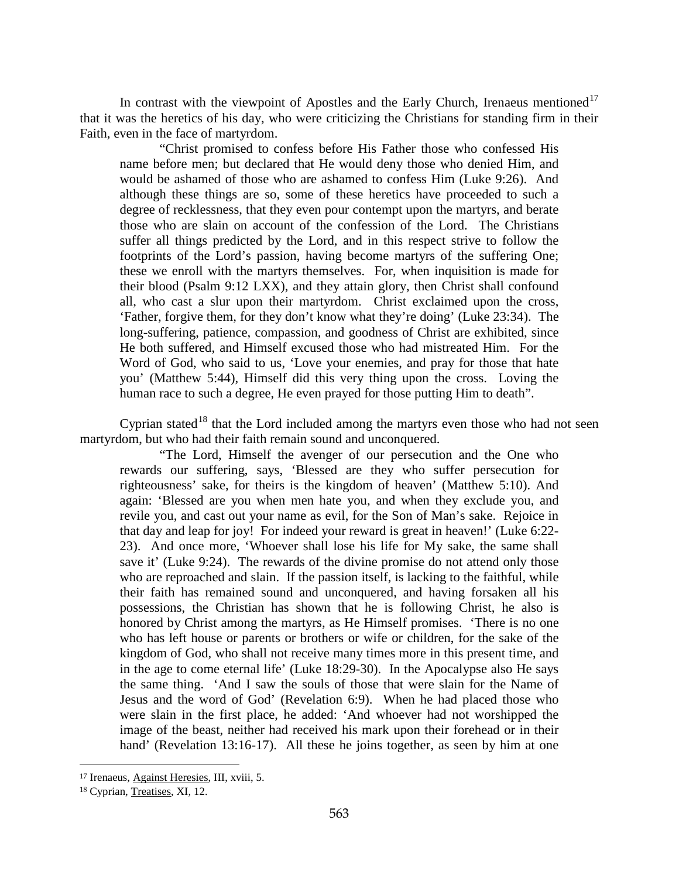In contrast with the viewpoint of Apostles and the Early Church, Irenaeus mentioned[17] that it was the heretics of his day, who were criticizing the Christians for standing firm in their Faith, even in the face of martyrdom.

> "Christ promised to confess before His Father those who confessed His name before men; but declared that He would deny those who denied Him, and would be ashamed of those who are ashamed to confess Him (Luke 9:26). And although these things are so, some of these heretics have proceeded to such a degree of recklessness, that they even pour contempt upon the martyrs, and berate those who are slain on account of the confession of the Lord. The Christians suffer all things predicted by the Lord, and in this respect strive to follow the footprints of the Lord's passion, having become martyrs of the suffering One; these we enroll with the martyrs themselves. For, when inquisition is made for their blood (Psalm 9:12 LXX), and they attain glory, then Christ shall confound all, who cast a slur upon their martyrdom. Christ exclaimed upon the cross, 'Father, forgive them, for they don't know what they're doing' (Luke 23:34). The long-suffering, patience, compassion, and goodness of Christ are exhibited, since He both suffered, and Himself excused those who had mistreated Him. For the Word of God, who said to us, 'Love your enemies, and pray for those that hate you' (Matthew 5:44), Himself did this very thing upon the cross. Loving the human race to such a degree, He even prayed for those putting Him to death".

Cyprian stated[18] that the Lord included among the martyrs even those who had not seen martyrdom, but who had their faith remain sound and unconquered.

> "The Lord, Himself the avenger of our persecution and the One who rewards our suffering, says, 'Blessed are they who suffer persecution for righteousness' sake, for theirs is the kingdom of heaven' (Matthew 5:10). And again: 'Blessed are you when men hate you, and when they exclude you, and revile you, and cast out your name as evil, for the Son of Man's sake. Rejoice in that day and leap for joy! For indeed your reward is great in heaven!' (Luke 6:22-23). And once more, 'Whoever shall lose his life for My sake, the same shall save it' (Luke 9:24). The rewards of the divine promise do not attend only those who are reproached and slain. If the passion itself, is lacking to the faithful, while their faith has remained sound and unconquered, and having forsaken all his possessions, the Christian has shown that he is following Christ, he also is honored by Christ among the martyrs, as He Himself promises. 'There is no one who has left house or parents or brothers or wife or children, for the sake of the kingdom of God, who shall not receive many times more in this present time, and in the age to come eternal life' (Luke 18:29-30). In the Apocalypse also He says the same thing. 'And I saw the souls of those that were slain for the Name of Jesus and the word of God' (Revelation 6:9). When he had placed those who were slain in the first place, he added: 'And whoever had not worshipped the image of the beast, neither had received his mark upon their forehead or in their hand' (Revelation 13:16-17). All these he joins together, as seen by him at one

---

[17] Irenaeus, Against Heresies, III, xviii, 5.

[18] Cyprian, Treatises, XI, 12.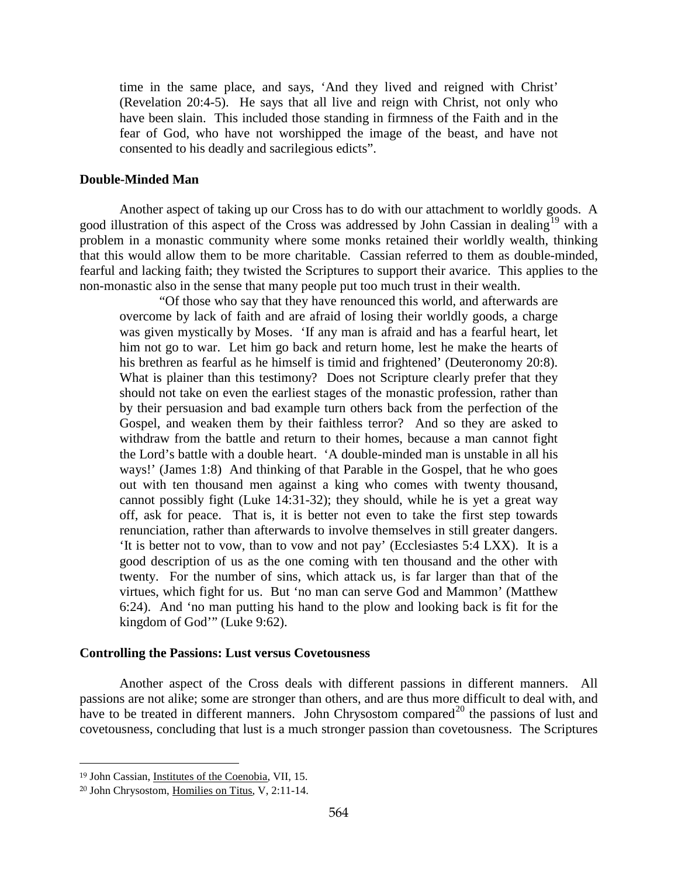> time in the same place, and says, 'And they lived and reigned with Christ' (Revelation 20:4-5). He says that all live and reign with Christ, not only who have been slain. This included those standing in firmness of the Faith and in the fear of God, who have not worshipped the image of the beast, and have not consented to his deadly and sacrilegious edicts".

**Double-Minded Man**

Another aspect of taking up our Cross has to do with our attachment to worldly goods. A good illustration of this aspect of the Cross was addressed by John Cassian in dealing[19] with a problem in a monastic community where some monks retained their worldly wealth, thinking that this would allow them to be more charitable. Cassian referred to them as double-minded, fearful and lacking faith; they twisted the Scriptures to support their avarice. This applies to the non-monastic also in the sense that many people put too much trust in their wealth.

> "Of those who say that they have renounced this world, and afterwards are overcome by lack of faith and are afraid of losing their worldly goods, a charge was given mystically by Moses. 'If any man is afraid and has a fearful heart, let him not go to war. Let him go back and return home, lest he make the hearts of his brethren as fearful as he himself is timid and frightened' (Deuteronomy 20:8). What is plainer than this testimony? Does not Scripture clearly prefer that they should not take on even the earliest stages of the monastic profession, rather than by their persuasion and bad example turn others back from the perfection of the Gospel, and weaken them by their faithless terror? And so they are asked to withdraw from the battle and return to their homes, because a man cannot fight the Lord's battle with a double heart. 'A double-minded man is unstable in all his ways!' (James 1:8) And thinking of that Parable in the Gospel, that he who goes out with ten thousand men against a king who comes with twenty thousand, cannot possibly fight (Luke 14:31-32); they should, while he is yet a great way off, ask for peace. That is, it is better not even to take the first step towards renunciation, rather than afterwards to involve themselves in still greater dangers. 'It is better not to vow, than to vow and not pay' (Ecclesiastes 5:4 LXX). It is a good description of us as the one coming with ten thousand and the other with twenty. For the number of sins, which attack us, is far larger than that of the virtues, which fight for us. But 'no man can serve God and Mammon' (Matthew 6:24). And 'no man putting his hand to the plow and looking back is fit for the kingdom of God'" (Luke 9:62).

**Controlling the Passions: Lust versus Covetousness**

Another aspect of the Cross deals with different passions in different manners. All passions are not alike; some are stronger than others, and are thus more difficult to deal with, and have to be treated in different manners. John Chrysostom compared[20] the passions of lust and covetousness, concluding that lust is a much stronger passion than covetousness. The Scriptures

---

[19] John Cassian, Institutes of the Coenobia, VII, 15.

[20] John Chrysostom, Homilies on Titus, V, 2:11-14.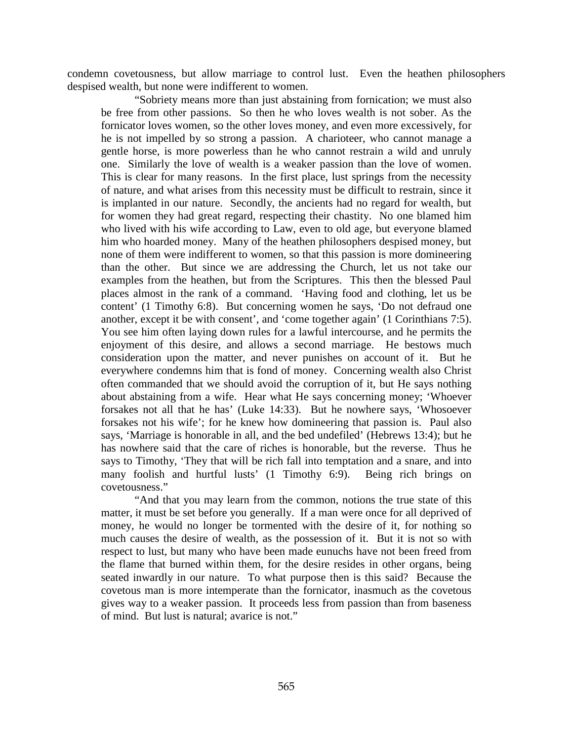condemn covetousness, but allow marriage to control lust. Even the heathen philosophers despised wealth, but none were indifferent to women.

> "Sobriety means more than just abstaining from fornication; we must also be free from other passions. So then he who loves wealth is not sober. As the fornicator loves women, so the other loves money, and even more excessively, for he is not impelled by so strong a passion. A charioteer, who cannot manage a gentle horse, is more powerless than he who cannot restrain a wild and unruly one. Similarly the love of wealth is a weaker passion than the love of women. This is clear for many reasons. In the first place, lust springs from the necessity of nature, and what arises from this necessity must be difficult to restrain, since it is implanted in our nature. Secondly, the ancients had no regard for wealth, but for women they had great regard, respecting their chastity. No one blamed him who lived with his wife according to Law, even to old age, but everyone blamed him who hoarded money. Many of the heathen philosophers despised money, but none of them were indifferent to women, so that this passion is more domineering than the other. But since we are addressing the Church, let us not take our examples from the heathen, but from the Scriptures. This then the blessed Paul places almost in the rank of a command. 'Having food and clothing, let us be content' (1 Timothy 6:8). But concerning women he says, 'Do not defraud one another, except it be with consent', and 'come together again' (1 Corinthians 7:5). You see him often laying down rules for a lawful intercourse, and he permits the enjoyment of this desire, and allows a second marriage. He bestows much consideration upon the matter, and never punishes on account of it. But he everywhere condemns him that is fond of money. Concerning wealth also Christ often commanded that we should avoid the corruption of it, but He says nothing about abstaining from a wife. Hear what He says concerning money; 'Whoever forsakes not all that he has' (Luke 14:33). But he nowhere says, 'Whosoever forsakes not his wife'; for he knew how domineering that passion is. Paul also says, 'Marriage is honorable in all, and the bed undefiled' (Hebrews 13:4); but he has nowhere said that the care of riches is honorable, but the reverse. Thus he says to Timothy, 'They that will be rich fall into temptation and a snare, and into many foolish and hurtful lusts' (1 Timothy 6:9). Being rich brings on covetousness."
>
> "And that you may learn from the common, notions the true state of this matter, it must be set before you generally. If a man were once for all deprived of money, he would no longer be tormented with the desire of it, for nothing so much causes the desire of wealth, as the possession of it. But it is not so with respect to lust, but many who have been made eunuchs have not been freed from the flame that burned within them, for the desire resides in other organs, being seated inwardly in our nature. To what purpose then is this said? Because the covetous man is more intemperate than the fornicator, inasmuch as the covetous gives way to a weaker passion. It proceeds less from passion than from baseness of mind. But lust is natural; avarice is not."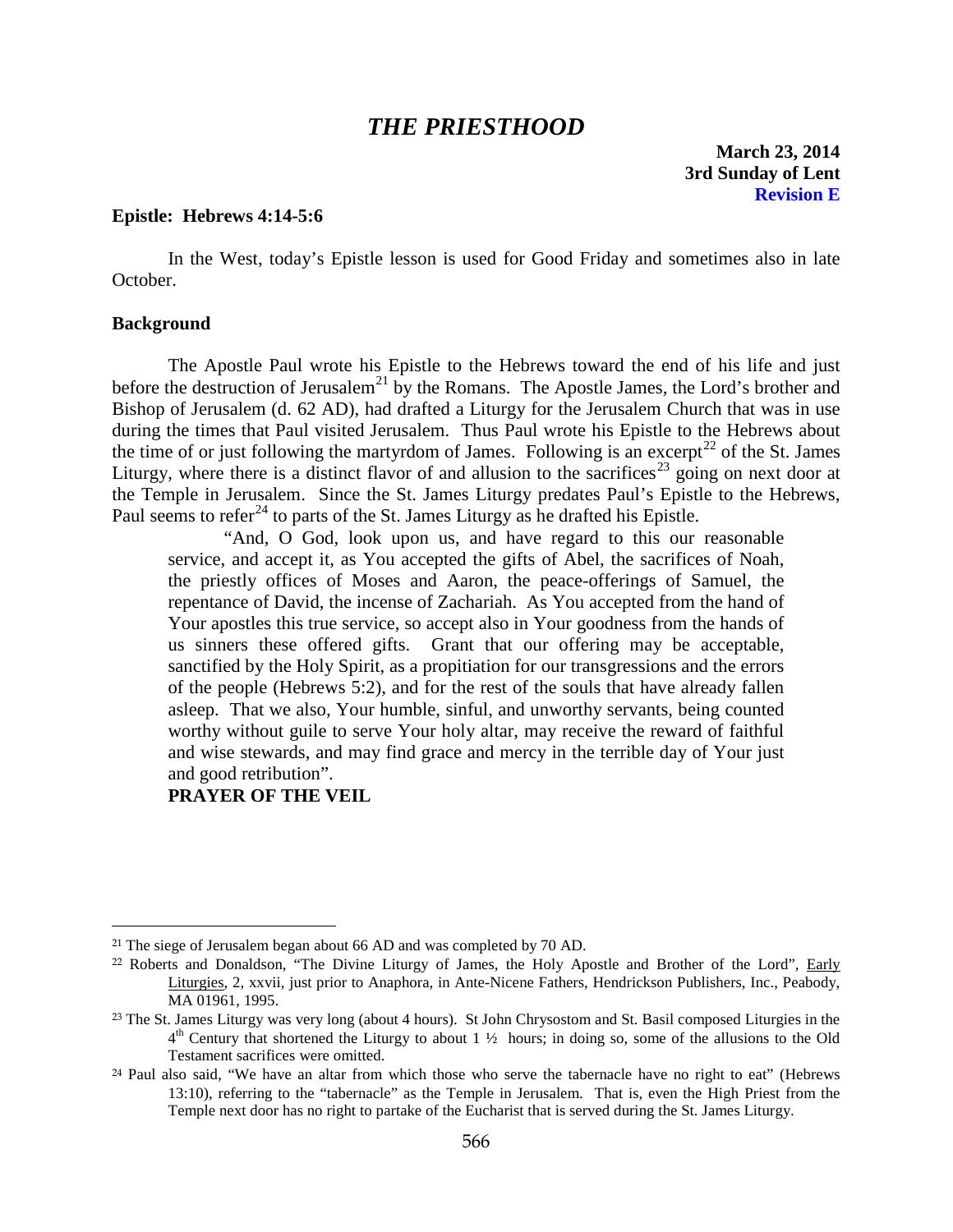# *THE PRIESTHOOD*

**March 23, 2014**
**3rd Sunday of Lent**
**Revision E**

**Epistle: Hebrews 4:14-5:6**

In the West, today's Epistle lesson is used for Good Friday and sometimes also in late October.

**Background**

The Apostle Paul wrote his Epistle to the Hebrews toward the end of his life and just before the destruction of Jerusalem[21] by the Romans. The Apostle James, the Lord's brother and Bishop of Jerusalem (d. 62 AD), had drafted a Liturgy for the Jerusalem Church that was in use during the times that Paul visited Jerusalem. Thus Paul wrote his Epistle to the Hebrews about the time of or just following the martyrdom of James. Following is an excerpt[22] of the St. James Liturgy, where there is a distinct flavor of and allusion to the sacrifices[23] going on next door at the Temple in Jerusalem. Since the St. James Liturgy predates Paul's Epistle to the Hebrews, Paul seems to refer[24] to parts of the St. James Liturgy as he drafted his Epistle.

> "And, O God, look upon us, and have regard to this our reasonable service, and accept it, as You accepted the gifts of Abel, the sacrifices of Noah, the priestly offices of Moses and Aaron, the peace-offerings of Samuel, the repentance of David, the incense of Zachariah. As You accepted from the hand of Your apostles this true service, so accept also in Your goodness from the hands of us sinners these offered gifts. Grant that our offering may be acceptable, sanctified by the Holy Spirit, as a propitiation for our transgressions and the errors of the people (Hebrews 5:2), and for the rest of the souls that have already fallen asleep. That we also, Your humble, sinful, and unworthy servants, being counted worthy without guile to serve Your holy altar, may receive the reward of faithful and wise stewards, and may find grace and mercy in the terrible day of Your just and good retribution".
>
> **PRAYER OF THE VEIL**

---

[21] The siege of Jerusalem began about 66 AD and was completed by 70 AD.

[22] Roberts and Donaldson, "The Divine Liturgy of James, the Holy Apostle and Brother of the Lord", Early Liturgies, 2, xxvii, just prior to Anaphora, in Ante-Nicene Fathers, Hendrickson Publishers, Inc., Peabody, MA 01961, 1995.

[23] The St. James Liturgy was very long (about 4 hours). St John Chrysostom and St. Basil composed Liturgies in the 4th Century that shortened the Liturgy to about 1 ½ hours; in doing so, some of the allusions to the Old Testament sacrifices were omitted.

[24] Paul also said, "We have an altar from which those who serve the tabernacle have no right to eat" (Hebrews 13:10), referring to the "tabernacle" as the Temple in Jerusalem. That is, even the High Priest from the Temple next door has no right to partake of the Eucharist that is served during the St. James Liturgy.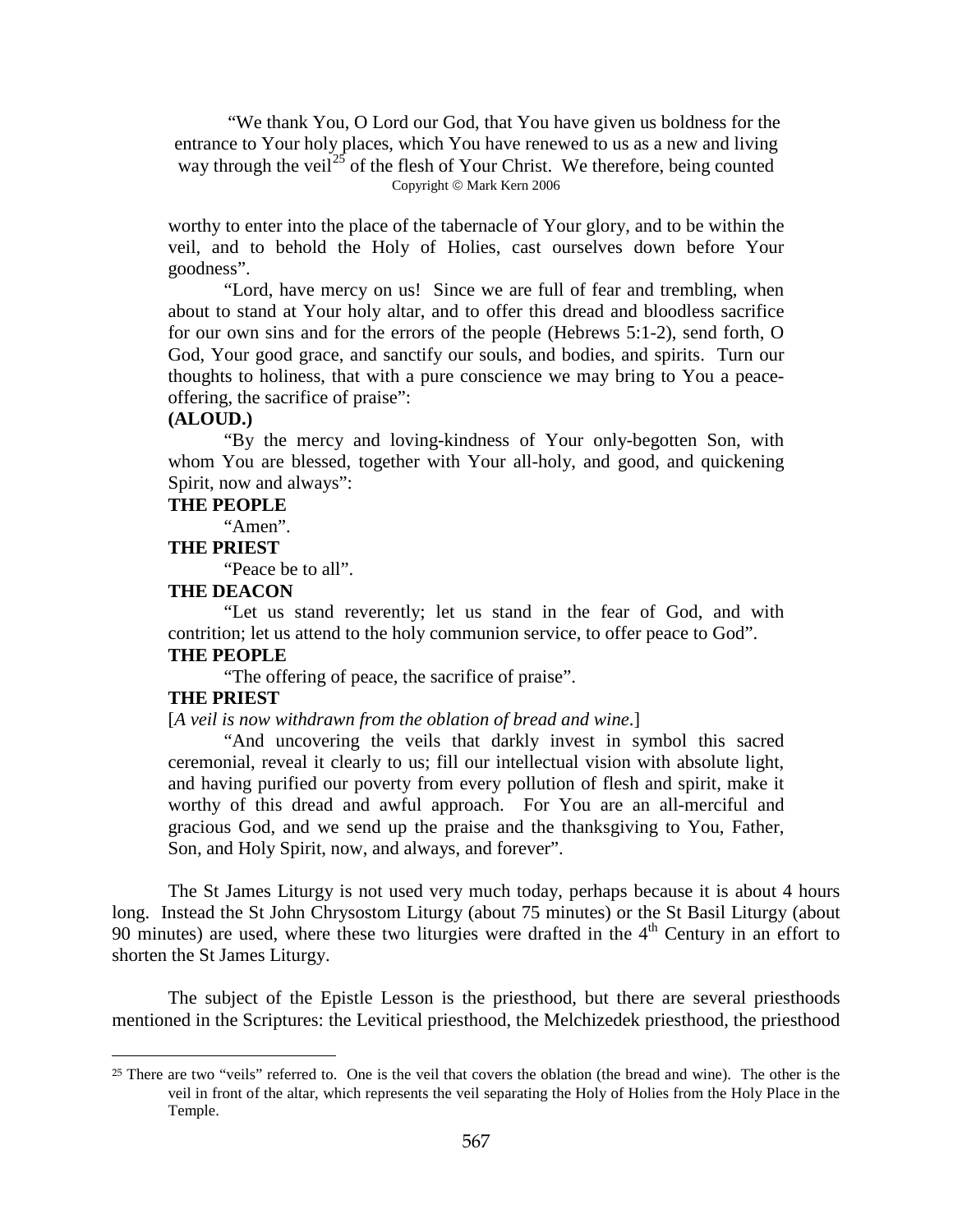"We thank You, O Lord our God, that You have given us boldness for the entrance to Your holy places, which You have renewed to us as a new and living way through the veil[25] of the flesh of Your Christ. We therefore, being counted worthy to enter into the place of the tabernacle of Your glory, and to be within the veil, and to behold the Holy of Holies, cast ourselves down before Your goodness".

"Lord, have mercy on us! Since we are full of fear and trembling, when about to stand at Your holy altar, and to offer this dread and bloodless sacrifice for our own sins and for the errors of the people (Hebrews 5:1-2), send forth, O God, Your good grace, and sanctify our souls, and bodies, and spirits. Turn our thoughts to holiness, that with a pure conscience we may bring to You a peace-offering, the sacrifice of praise":

**(ALOUD.)**

"By the mercy and loving-kindness of Your only-begotten Son, with whom You are blessed, together with Your all-holy, and good, and quickening Spirit, now and always":

**THE PEOPLE**

"Amen".

**THE PRIEST**

"Peace be to all".

**THE DEACON**

"Let us stand reverently; let us stand in the fear of God, and with contrition; let us attend to the holy communion service, to offer peace to God".

**THE PEOPLE**

"The offering of peace, the sacrifice of praise".

**THE PRIEST**

[*A veil is now withdrawn from the oblation of bread and wine*.]

"And uncovering the veils that darkly invest in symbol this sacred ceremonial, reveal it clearly to us; fill our intellectual vision with absolute light, and having purified our poverty from every pollution of flesh and spirit, make it worthy of this dread and awful approach. For You are an all-merciful and gracious God, and we send up the praise and the thanksgiving to You, Father, Son, and Holy Spirit, now, and always, and forever".

The St James Liturgy is not used very much today, perhaps because it is about 4 hours long. Instead the St John Chrysostom Liturgy (about 75 minutes) or the St Basil Liturgy (about 90 minutes) are used, where these two liturgies were drafted in the 4th Century in an effort to shorten the St James Liturgy.

The subject of the Epistle Lesson is the priesthood, but there are several priesthoods mentioned in the Scriptures: the Levitical priesthood, the Melchizedek priesthood, the priesthood

---

[25] There are two "veils" referred to. One is the veil that covers the oblation (the bread and wine). The other is the veil in front of the altar, which represents the veil separating the Holy of Holies from the Holy Place in the Temple.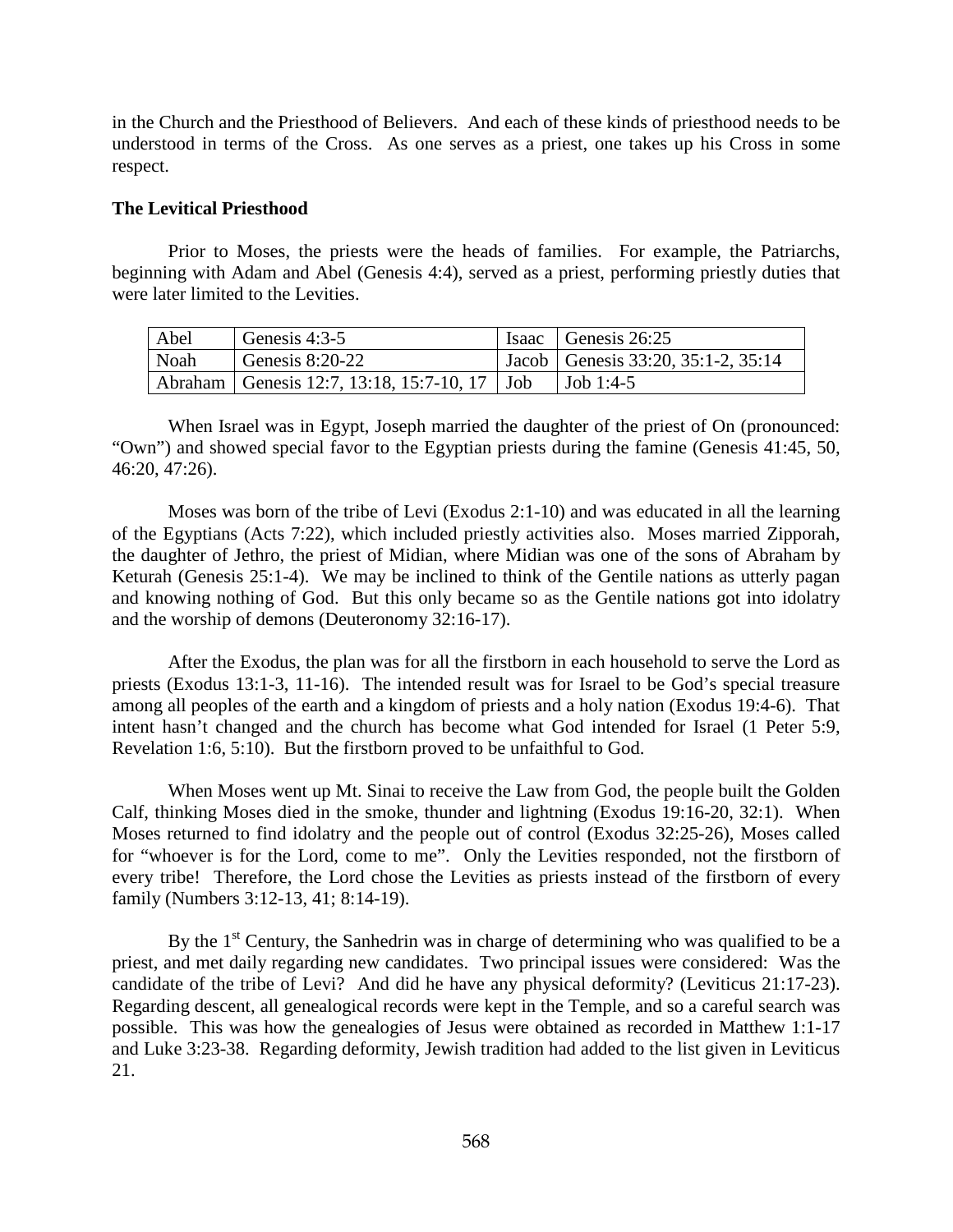in the Church and the Priesthood of Believers. And each of these kinds of priesthood needs to be understood in terms of the Cross. As one serves as a priest, one takes up his Cross in some respect.

**The Levitical Priesthood**

Prior to Moses, the priests were the heads of families. For example, the Patriarchs, beginning with Adam and Abel (Genesis 4:4), served as a priest, performing priestly duties that were later limited to the Levities.

| Abel | Genesis 4:3-5 | Isaac | Genesis 26:25 |
|---|---|---|---|
| Noah | Genesis 8:20-22 | Jacob | Genesis 33:20, 35:1-2, 35:14 |
| Abraham | Genesis 12:7, 13:18, 15:7-10, 17 | Job | Job 1:4-5 |

When Israel was in Egypt, Joseph married the daughter of the priest of On (pronounced: "Own") and showed special favor to the Egyptian priests during the famine (Genesis 41:45, 50, 46:20, 47:26).

Moses was born of the tribe of Levi (Exodus 2:1-10) and was educated in all the learning of the Egyptians (Acts 7:22), which included priestly activities also. Moses married Zipporah, the daughter of Jethro, the priest of Midian, where Midian was one of the sons of Abraham by Keturah (Genesis 25:1-4). We may be inclined to think of the Gentile nations as utterly pagan and knowing nothing of God. But this only became so as the Gentile nations got into idolatry and the worship of demons (Deuteronomy 32:16-17).

After the Exodus, the plan was for all the firstborn in each household to serve the Lord as priests (Exodus 13:1-3, 11-16). The intended result was for Israel to be God's special treasure among all peoples of the earth and a kingdom of priests and a holy nation (Exodus 19:4-6). That intent hasn't changed and the church has become what God intended for Israel (1 Peter 5:9, Revelation 1:6, 5:10). But the firstborn proved to be unfaithful to God.

When Moses went up Mt. Sinai to receive the Law from God, the people built the Golden Calf, thinking Moses died in the smoke, thunder and lightning (Exodus 19:16-20, 32:1). When Moses returned to find idolatry and the people out of control (Exodus 32:25-26), Moses called for "whoever is for the Lord, come to me". Only the Levities responded, not the firstborn of every tribe! Therefore, the Lord chose the Levities as priests instead of the firstborn of every family (Numbers 3:12-13, 41; 8:14-19).

By the 1st Century, the Sanhedrin was in charge of determining who was qualified to be a priest, and met daily regarding new candidates. Two principal issues were considered: Was the candidate of the tribe of Levi? And did he have any physical deformity? (Leviticus 21:17-23). Regarding descent, all genealogical records were kept in the Temple, and so a careful search was possible. This was how the genealogies of Jesus were obtained as recorded in Matthew 1:1-17 and Luke 3:23-38. Regarding deformity, Jewish tradition had added to the list given in Leviticus 21.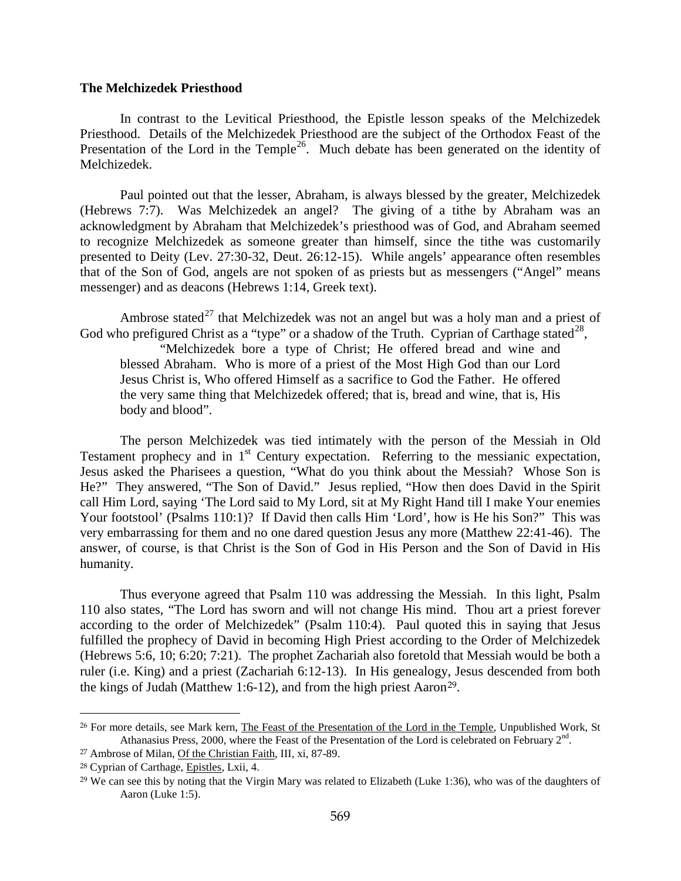**The Melchizedek Priesthood**

In contrast to the Levitical Priesthood, the Epistle lesson speaks of the Melchizedek Priesthood. Details of the Melchizedek Priesthood are the subject of the Orthodox Feast of the Presentation of the Lord in the Temple[26]. Much debate has been generated on the identity of Melchizedek.

Paul pointed out that the lesser, Abraham, is always blessed by the greater, Melchizedek (Hebrews 7:7). Was Melchizedek an angel? The giving of a tithe by Abraham was an acknowledgment by Abraham that Melchizedek's priesthood was of God, and Abraham seemed to recognize Melchizedek as someone greater than himself, since the tithe was customarily presented to Deity (Lev. 27:30-32, Deut. 26:12-15). While angels' appearance often resembles that of the Son of God, angels are not spoken of as priests but as messengers ("Angel" means messenger) and as deacons (Hebrews 1:14, Greek text).

Ambrose stated[27] that Melchizedek was not an angel but was a holy man and a priest of God who prefigured Christ as a "type" or a shadow of the Truth. Cyprian of Carthage stated[28],

> "Melchizedek bore a type of Christ; He offered bread and wine and blessed Abraham. Who is more of a priest of the Most High God than our Lord Jesus Christ is, Who offered Himself as a sacrifice to God the Father. He offered the very same thing that Melchizedek offered; that is, bread and wine, that is, His body and blood".

The person Melchizedek was tied intimately with the person of the Messiah in Old Testament prophecy and in 1st Century expectation. Referring to the messianic expectation, Jesus asked the Pharisees a question, "What do you think about the Messiah? Whose Son is He?" They answered, "The Son of David." Jesus replied, "How then does David in the Spirit call Him Lord, saying 'The Lord said to My Lord, sit at My Right Hand till I make Your enemies Your footstool' (Psalms 110:1)? If David then calls Him 'Lord', how is He his Son?" This was very embarrassing for them and no one dared question Jesus any more (Matthew 22:41-46). The answer, of course, is that Christ is the Son of God in His Person and the Son of David in His humanity.

Thus everyone agreed that Psalm 110 was addressing the Messiah. In this light, Psalm 110 also states, "The Lord has sworn and will not change His mind. Thou art a priest forever according to the order of Melchizedek" (Psalm 110:4). Paul quoted this in saying that Jesus fulfilled the prophecy of David in becoming High Priest according to the Order of Melchizedek (Hebrews 5:6, 10; 6:20; 7:21). The prophet Zachariah also foretold that Messiah would be both a ruler (i.e. King) and a priest (Zachariah 6:12-13). In His genealogy, Jesus descended from both the kings of Judah (Matthew 1:6-12), and from the high priest Aaron[29].

---

[26] For more details, see Mark kern, The Feast of the Presentation of the Lord in the Temple, Unpublished Work, St Athanasius Press, 2000, where the Feast of the Presentation of the Lord is celebrated on February 2nd.

[27] Ambrose of Milan, Of the Christian Faith, III, xi, 87-89.

[28] Cyprian of Carthage, Epistles, Lxii, 4.

[29] We can see this by noting that the Virgin Mary was related to Elizabeth (Luke 1:36), who was of the daughters of Aaron (Luke 1:5).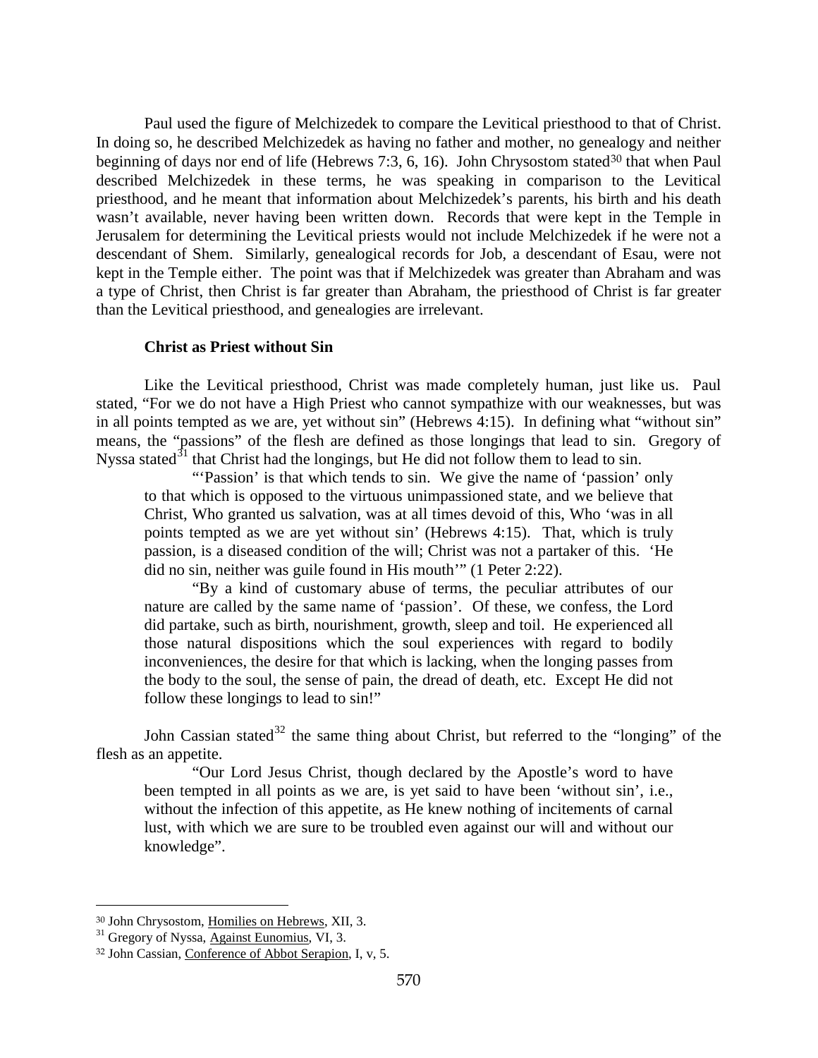Paul used the figure of Melchizedek to compare the Levitical priesthood to that of Christ. In doing so, he described Melchizedek as having no father and mother, no genealogy and neither beginning of days nor end of life (Hebrews 7:3, 6, 16). John Chrysostom stated[30] that when Paul described Melchizedek in these terms, he was speaking in comparison to the Levitical priesthood, and he meant that information about Melchizedek's parents, his birth and his death wasn't available, never having been written down. Records that were kept in the Temple in Jerusalem for determining the Levitical priests would not include Melchizedek if he were not a descendant of Shem. Similarly, genealogical records for Job, a descendant of Esau, were not kept in the Temple either. The point was that if Melchizedek was greater than Abraham and was a type of Christ, then Christ is far greater than Abraham, the priesthood of Christ is far greater than the Levitical priesthood, and genealogies are irrelevant.

**Christ as Priest without Sin**

Like the Levitical priesthood, Christ was made completely human, just like us. Paul stated, "For we do not have a High Priest who cannot sympathize with our weaknesses, but was in all points tempted as we are, yet without sin" (Hebrews 4:15). In defining what "without sin" means, the "passions" of the flesh are defined as those longings that lead to sin. Gregory of Nyssa stated[31] that Christ had the longings, but He did not follow them to lead to sin.

> "'Passion' is that which tends to sin. We give the name of 'passion' only to that which is opposed to the virtuous unimpassioned state, and we believe that Christ, Who granted us salvation, was at all times devoid of this, Who 'was in all points tempted as we are yet without sin' (Hebrews 4:15). That, which is truly passion, is a diseased condition of the will; Christ was not a partaker of this. 'He did no sin, neither was guile found in His mouth'" (1 Peter 2:22).
>
> "By a kind of customary abuse of terms, the peculiar attributes of our nature are called by the same name of 'passion'. Of these, we confess, the Lord did partake, such as birth, nourishment, growth, sleep and toil. He experienced all those natural dispositions which the soul experiences with regard to bodily inconveniences, the desire for that which is lacking, when the longing passes from the body to the soul, the sense of pain, the dread of death, etc. Except He did not follow these longings to lead to sin!"

John Cassian stated[32] the same thing about Christ, but referred to the "longing" of the flesh as an appetite.

> "Our Lord Jesus Christ, though declared by the Apostle's word to have been tempted in all points as we are, is yet said to have been 'without sin', i.e., without the infection of this appetite, as He knew nothing of incitements of carnal lust, with which we are sure to be troubled even against our will and without our knowledge".

---

[30] John Chrysostom, Homilies on Hebrews, XII, 3.

[31] Gregory of Nyssa, Against Eunomius, VI, 3.

[32] John Cassian, Conference of Abbot Serapion, I, v, 5.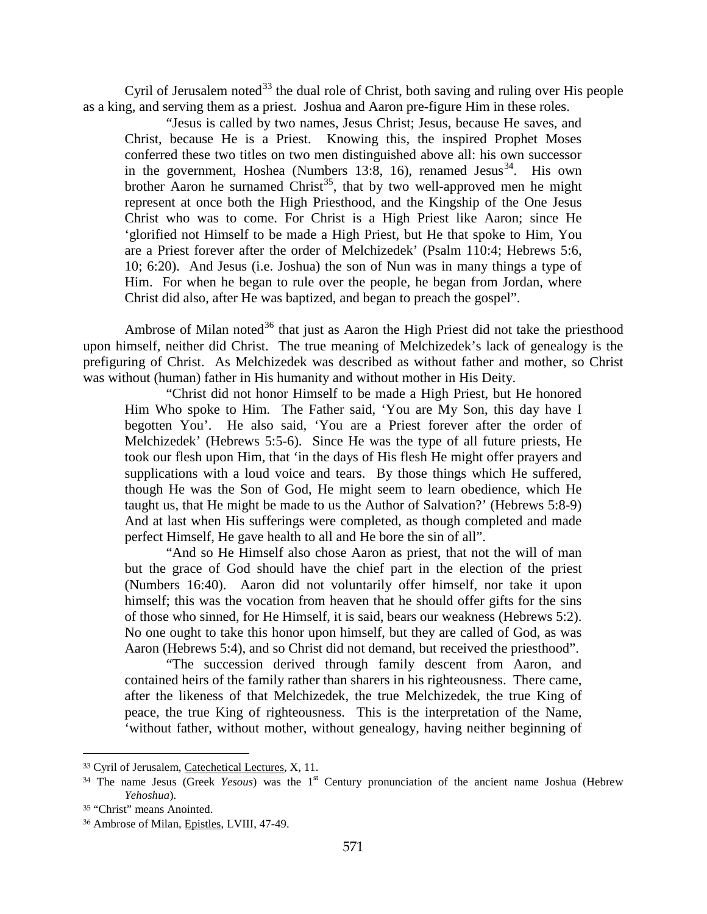Cyril of Jerusalem noted[33] the dual role of Christ, both saving and ruling over His people as a king, and serving them as a priest. Joshua and Aaron pre-figure Him in these roles.

> "Jesus is called by two names, Jesus Christ; Jesus, because He saves, and Christ, because He is a Priest. Knowing this, the inspired Prophet Moses conferred these two titles on two men distinguished above all: his own successor in the government, Hoshea (Numbers 13:8, 16), renamed Jesus[34]. His own brother Aaron he surnamed Christ[35], that by two well-approved men he might represent at once both the High Priesthood, and the Kingship of the One Jesus Christ who was to come. For Christ is a High Priest like Aaron; since He 'glorified not Himself to be made a High Priest, but He that spoke to Him, You are a Priest forever after the order of Melchizedek' (Psalm 110:4; Hebrews 5:6, 10; 6:20). And Jesus (i.e. Joshua) the son of Nun was in many things a type of Him. For when he began to rule over the people, he began from Jordan, where Christ did also, after He was baptized, and began to preach the gospel".

Ambrose of Milan noted[36] that just as Aaron the High Priest did not take the priesthood upon himself, neither did Christ. The true meaning of Melchizedek's lack of genealogy is the prefiguring of Christ. As Melchizedek was described as without father and mother, so Christ was without (human) father in His humanity and without mother in His Deity.

> "Christ did not honor Himself to be made a High Priest, but He honored Him Who spoke to Him. The Father said, 'You are My Son, this day have I begotten You'. He also said, 'You are a Priest forever after the order of Melchizedek' (Hebrews 5:5-6). Since He was the type of all future priests, He took our flesh upon Him, that 'in the days of His flesh He might offer prayers and supplications with a loud voice and tears. By those things which He suffered, though He was the Son of God, He might seem to learn obedience, which He taught us, that He might be made to us the Author of Salvation?' (Hebrews 5:8-9) And at last when His sufferings were completed, as though completed and made perfect Himself, He gave health to all and He bore the sin of all".
>
> "And so He Himself also chose Aaron as priest, that not the will of man but the grace of God should have the chief part in the election of the priest (Numbers 16:40). Aaron did not voluntarily offer himself, nor take it upon himself; this was the vocation from heaven that he should offer gifts for the sins of those who sinned, for He Himself, it is said, bears our weakness (Hebrews 5:2). No one ought to take this honor upon himself, but they are called of God, as was Aaron (Hebrews 5:4), and so Christ did not demand, but received the priesthood".
>
> "The succession derived through family descent from Aaron, and contained heirs of the family rather than sharers in his righteousness. There came, after the likeness of that Melchizedek, the true Melchizedek, the true King of peace, the true King of righteousness. This is the interpretation of the Name, 'without father, without mother, without genealogy, having neither beginning of

---

[33] Cyril of Jerusalem, Catechetical Lectures, X, 11.

[34] The name Jesus (Greek *Yesous*) was the 1st Century pronunciation of the ancient name Joshua (Hebrew *Yehoshua*).

[35] "Christ" means Anointed.

[36] Ambrose of Milan, Epistles, LVIII, 47-49.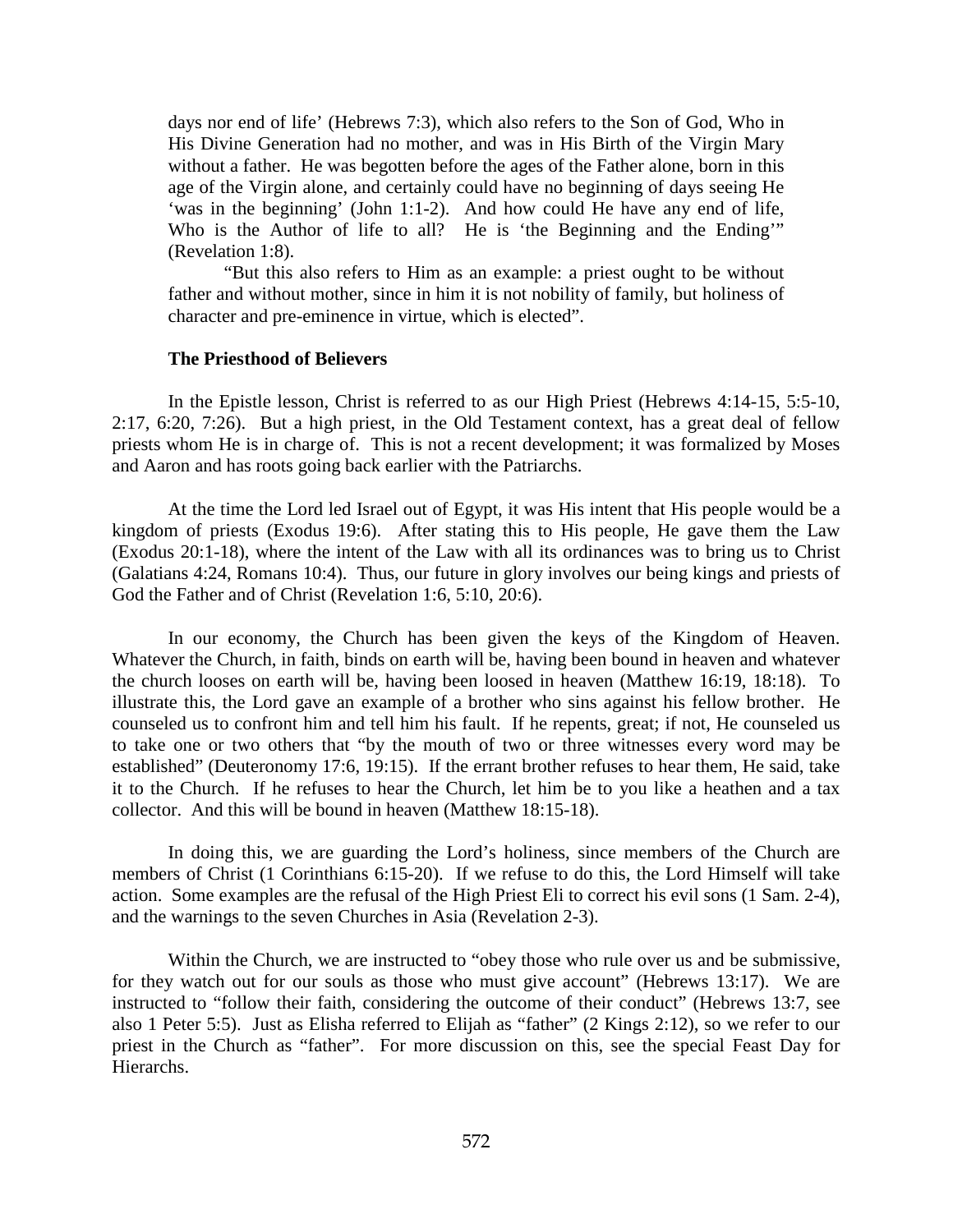days nor end of life' (Hebrews 7:3), which also refers to the Son of God, Who in His Divine Generation had no mother, and was in His Birth of the Virgin Mary without a father. He was begotten before the ages of the Father alone, born in this age of the Virgin alone, and certainly could have no beginning of days seeing He 'was in the beginning' (John 1:1-2). And how could He have any end of life, Who is the Author of life to all? He is 'the Beginning and the Ending'" (Revelation 1:8).

"But this also refers to Him as an example: a priest ought to be without father and without mother, since in him it is not nobility of family, but holiness of character and pre-eminence in virtue, which is elected".

**The Priesthood of Believers**

In the Epistle lesson, Christ is referred to as our High Priest (Hebrews 4:14-15, 5:5-10, 2:17, 6:20, 7:26). But a high priest, in the Old Testament context, has a great deal of fellow priests whom He is in charge of. This is not a recent development; it was formalized by Moses and Aaron and has roots going back earlier with the Patriarchs.

At the time the Lord led Israel out of Egypt, it was His intent that His people would be a kingdom of priests (Exodus 19:6). After stating this to His people, He gave them the Law (Exodus 20:1-18), where the intent of the Law with all its ordinances was to bring us to Christ (Galatians 4:24, Romans 10:4). Thus, our future in glory involves our being kings and priests of God the Father and of Christ (Revelation 1:6, 5:10, 20:6).

In our economy, the Church has been given the keys of the Kingdom of Heaven. Whatever the Church, in faith, binds on earth will be, having been bound in heaven and whatever the church looses on earth will be, having been loosed in heaven (Matthew 16:19, 18:18). To illustrate this, the Lord gave an example of a brother who sins against his fellow brother. He counseled us to confront him and tell him his fault. If he repents, great; if not, He counseled us to take one or two others that "by the mouth of two or three witnesses every word may be established" (Deuteronomy 17:6, 19:15). If the errant brother refuses to hear them, He said, take it to the Church. If he refuses to hear the Church, let him be to you like a heathen and a tax collector. And this will be bound in heaven (Matthew 18:15-18).

In doing this, we are guarding the Lord's holiness, since members of the Church are members of Christ (1 Corinthians 6:15-20). If we refuse to do this, the Lord Himself will take action. Some examples are the refusal of the High Priest Eli to correct his evil sons (1 Sam. 2-4), and the warnings to the seven Churches in Asia (Revelation 2-3).

Within the Church, we are instructed to "obey those who rule over us and be submissive, for they watch out for our souls as those who must give account" (Hebrews 13:17). We are instructed to "follow their faith, considering the outcome of their conduct" (Hebrews 13:7, see also 1 Peter 5:5). Just as Elisha referred to Elijah as "father" (2 Kings 2:12), so we refer to our priest in the Church as "father". For more discussion on this, see the special Feast Day for Hierarchs.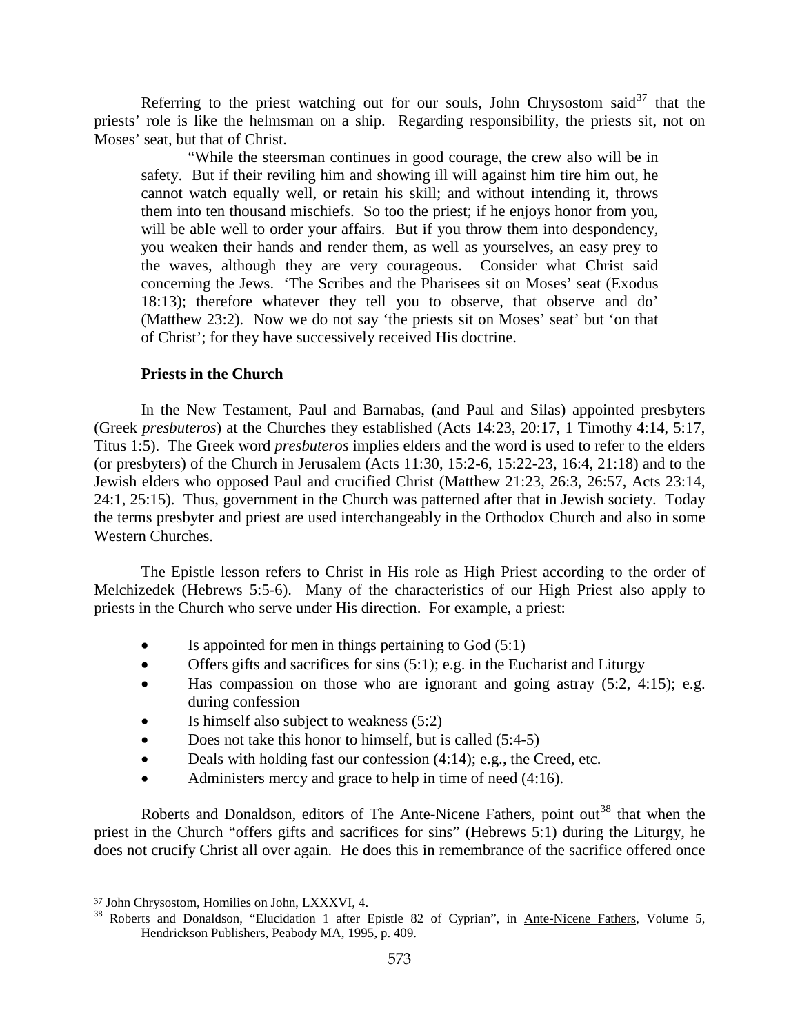Referring to the priest watching out for our souls, John Chrysostom said[37] that the priests' role is like the helmsman on a ship. Regarding responsibility, the priests sit, not on Moses' seat, but that of Christ.

> "While the steersman continues in good courage, the crew also will be in safety. But if their reviling him and showing ill will against him tire him out, he cannot watch equally well, or retain his skill; and without intending it, throws them into ten thousand mischiefs. So too the priest; if he enjoys honor from you, will be able well to order your affairs. But if you throw them into despondency, you weaken their hands and render them, as well as yourselves, an easy prey to the waves, although they are very courageous. Consider what Christ said concerning the Jews. 'The Scribes and the Pharisees sit on Moses' seat (Exodus 18:13); therefore whatever they tell you to observe, that observe and do' (Matthew 23:2). Now we do not say 'the priests sit on Moses' seat' but 'on that of Christ'; for they have successively received His doctrine.

**Priests in the Church**

In the New Testament, Paul and Barnabas, (and Paul and Silas) appointed presbyters (Greek *presbuteros*) at the Churches they established (Acts 14:23, 20:17, 1 Timothy 4:14, 5:17, Titus 1:5). The Greek word *presbuteros* implies elders and the word is used to refer to the elders (or presbyters) of the Church in Jerusalem (Acts 11:30, 15:2-6, 15:22-23, 16:4, 21:18) and to the Jewish elders who opposed Paul and crucified Christ (Matthew 21:23, 26:3, 26:57, Acts 23:14, 24:1, 25:15). Thus, government in the Church was patterned after that in Jewish society. Today the terms presbyter and priest are used interchangeably in the Orthodox Church and also in some Western Churches.

The Epistle lesson refers to Christ in His role as High Priest according to the order of Melchizedek (Hebrews 5:5-6). Many of the characteristics of our High Priest also apply to priests in the Church who serve under His direction. For example, a priest:

- Is appointed for men in things pertaining to God (5:1)
- Offers gifts and sacrifices for sins (5:1); e.g. in the Eucharist and Liturgy
- Has compassion on those who are ignorant and going astray (5:2, 4:15); e.g. during confession
- Is himself also subject to weakness (5:2)
- Does not take this honor to himself, but is called (5:4-5)
- Deals with holding fast our confession (4:14); e.g., the Creed, etc.
- Administers mercy and grace to help in time of need (4:16).

Roberts and Donaldson, editors of The Ante-Nicene Fathers, point out[38] that when the priest in the Church "offers gifts and sacrifices for sins" (Hebrews 5:1) during the Liturgy, he does not crucify Christ all over again. He does this in remembrance of the sacrifice offered once

---

[37] John Chrysostom, Homilies on John, LXXXVI, 4.

[38] Roberts and Donaldson, "Elucidation 1 after Epistle 82 of Cyprian", in Ante-Nicene Fathers, Volume 5, Hendrickson Publishers, Peabody MA, 1995, p. 409.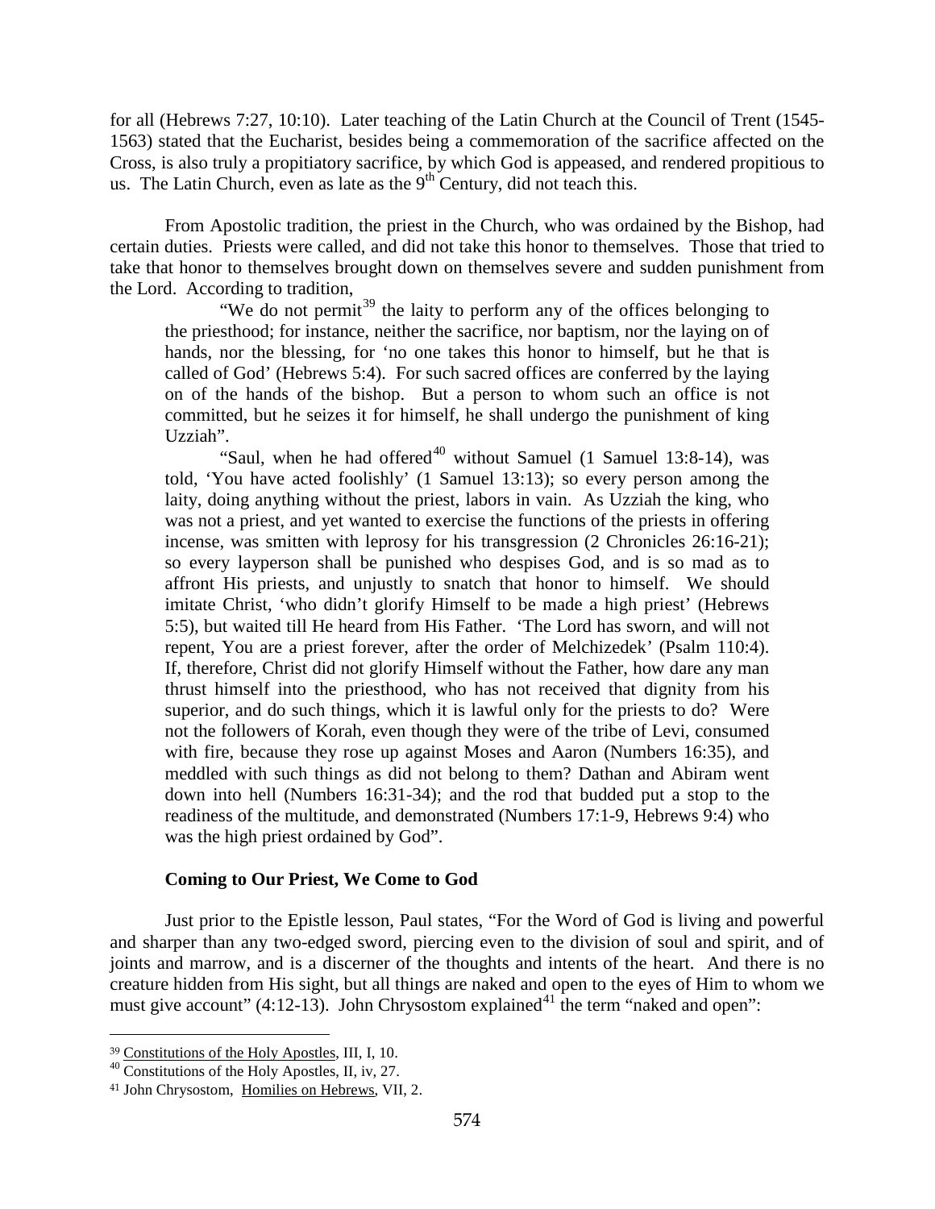for all (Hebrews 7:27, 10:10). Later teaching of the Latin Church at the Council of Trent (1545-1563) stated that the Eucharist, besides being a commemoration of the sacrifice affected on the Cross, is also truly a propitiatory sacrifice, by which God is appeased, and rendered propitious to us. The Latin Church, even as late as the 9th Century, did not teach this.

From Apostolic tradition, the priest in the Church, who was ordained by the Bishop, had certain duties. Priests were called, and did not take this honor to themselves. Those that tried to take that honor to themselves brought down on themselves severe and sudden punishment from the Lord. According to tradition,

> "We do not permit[39] the laity to perform any of the offices belonging to the priesthood; for instance, neither the sacrifice, nor baptism, nor the laying on of hands, nor the blessing, for 'no one takes this honor to himself, but he that is called of God' (Hebrews 5:4). For such sacred offices are conferred by the laying on of the hands of the bishop. But a person to whom such an office is not committed, but he seizes it for himself, he shall undergo the punishment of king Uzziah".
>
> "Saul, when he had offered[40] without Samuel (1 Samuel 13:8-14), was told, 'You have acted foolishly' (1 Samuel 13:13); so every person among the laity, doing anything without the priest, labors in vain. As Uzziah the king, who was not a priest, and yet wanted to exercise the functions of the priests in offering incense, was smitten with leprosy for his transgression (2 Chronicles 26:16-21); so every layperson shall be punished who despises God, and is so mad as to affront His priests, and unjustly to snatch that honor to himself. We should imitate Christ, 'who didn't glorify Himself to be made a high priest' (Hebrews 5:5), but waited till He heard from His Father. 'The Lord has sworn, and will not repent, You are a priest forever, after the order of Melchizedek' (Psalm 110:4). If, therefore, Christ did not glorify Himself without the Father, how dare any man thrust himself into the priesthood, who has not received that dignity from his superior, and do such things, which it is lawful only for the priests to do? Were not the followers of Korah, even though they were of the tribe of Levi, consumed with fire, because they rose up against Moses and Aaron (Numbers 16:35), and meddled with such things as did not belong to them? Dathan and Abiram went down into hell (Numbers 16:31-34); and the rod that budded put a stop to the readiness of the multitude, and demonstrated (Numbers 17:1-9, Hebrews 9:4) who was the high priest ordained by God".

### Coming to Our Priest, We Come to God

Just prior to the Epistle lesson, Paul states, "For the Word of God is living and powerful and sharper than any two-edged sword, piercing even to the division of soul and spirit, and of joints and marrow, and is a discerner of the thoughts and intents of the heart. And there is no creature hidden from His sight, but all things are naked and open to the eyes of Him to whom we must give account" (4:12-13). John Chrysostom explained[41] the term "naked and open":

---

[39] Constitutions of the Holy Apostles, III, I, 10.

[40] Constitutions of the Holy Apostles, II, iv, 27.

[41] John Chrysostom, Homilies on Hebrews, VII, 2.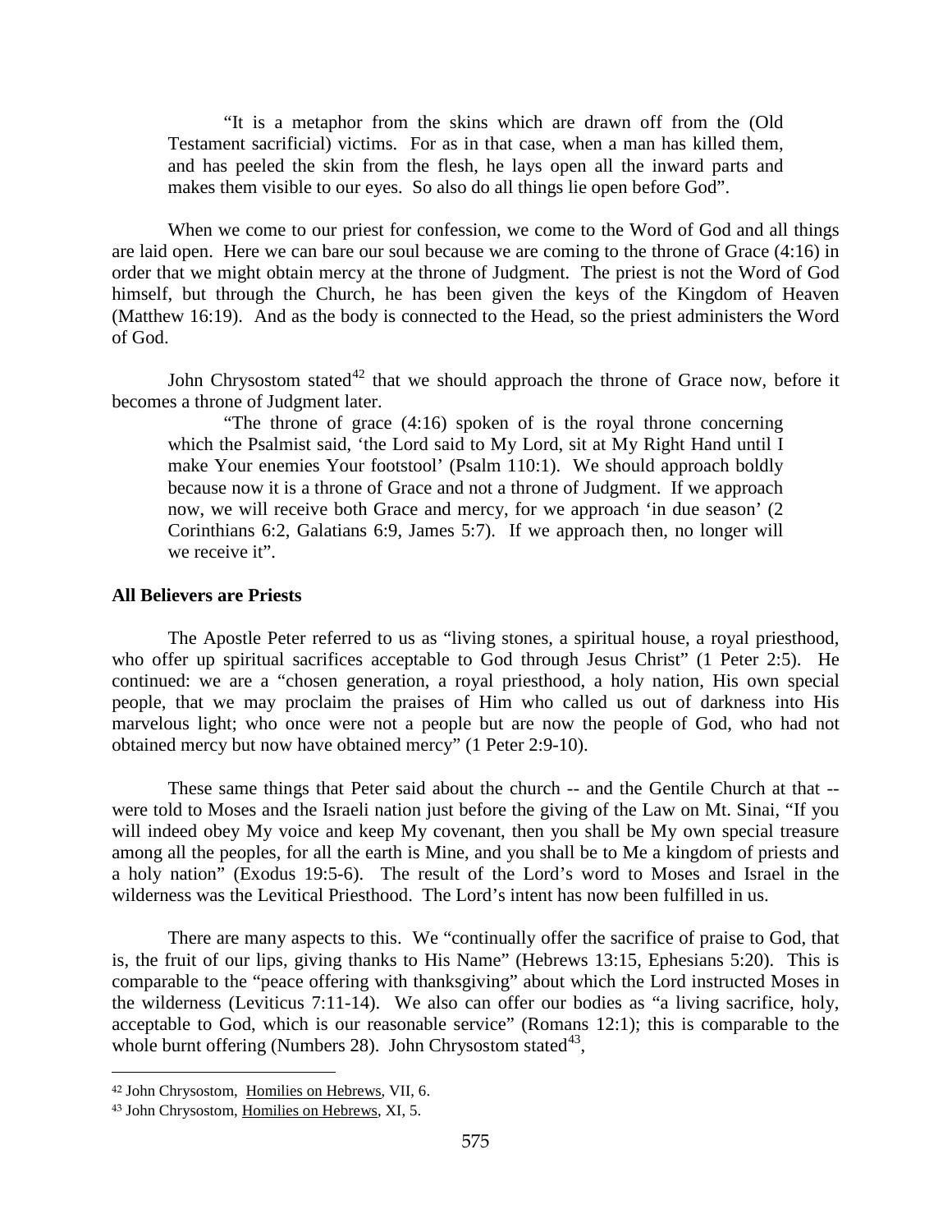> "It is a metaphor from the skins which are drawn off from the (Old Testament sacrificial) victims. For as in that case, when a man has killed them, and has peeled the skin from the flesh, he lays open all the inward parts and makes them visible to our eyes. So also do all things lie open before God".

When we come to our priest for confession, we come to the Word of God and all things are laid open. Here we can bare our soul because we are coming to the throne of Grace (4:16) in order that we might obtain mercy at the throne of Judgment. The priest is not the Word of God himself, but through the Church, he has been given the keys of the Kingdom of Heaven (Matthew 16:19). And as the body is connected to the Head, so the priest administers the Word of God.

John Chrysostom stated[42] that we should approach the throne of Grace now, before it becomes a throne of Judgment later.

> "The throne of grace (4:16) spoken of is the royal throne concerning which the Psalmist said, 'the Lord said to My Lord, sit at My Right Hand until I make Your enemies Your footstool' (Psalm 110:1). We should approach boldly because now it is a throne of Grace and not a throne of Judgment. If we approach now, we will receive both Grace and mercy, for we approach 'in due season' (2 Corinthians 6:2, Galatians 6:9, James 5:7). If we approach then, no longer will we receive it".

**All Believers are Priests**

The Apostle Peter referred to us as "living stones, a spiritual house, a royal priesthood, who offer up spiritual sacrifices acceptable to God through Jesus Christ" (1 Peter 2:5). He continued: we are a "chosen generation, a royal priesthood, a holy nation, His own special people, that we may proclaim the praises of Him who called us out of darkness into His marvelous light; who once were not a people but are now the people of God, who had not obtained mercy but now have obtained mercy" (1 Peter 2:9-10).

These same things that Peter said about the church -- and the Gentile Church at that -- were told to Moses and the Israeli nation just before the giving of the Law on Mt. Sinai, "If you will indeed obey My voice and keep My covenant, then you shall be My own special treasure among all the peoples, for all the earth is Mine, and you shall be to Me a kingdom of priests and a holy nation" (Exodus 19:5-6). The result of the Lord's word to Moses and Israel in the wilderness was the Levitical Priesthood. The Lord's intent has now been fulfilled in us.

There are many aspects to this. We "continually offer the sacrifice of praise to God, that is, the fruit of our lips, giving thanks to His Name" (Hebrews 13:15, Ephesians 5:20). This is comparable to the "peace offering with thanksgiving" about which the Lord instructed Moses in the wilderness (Leviticus 7:11-14). We also can offer our bodies as "a living sacrifice, holy, acceptable to God, which is our reasonable service" (Romans 12:1); this is comparable to the whole burnt offering (Numbers 28). John Chrysostom stated[43],

---

[42] John Chrysostom, Homilies on Hebrews, VII, 6.

[43] John Chrysostom, Homilies on Hebrews, XI, 5.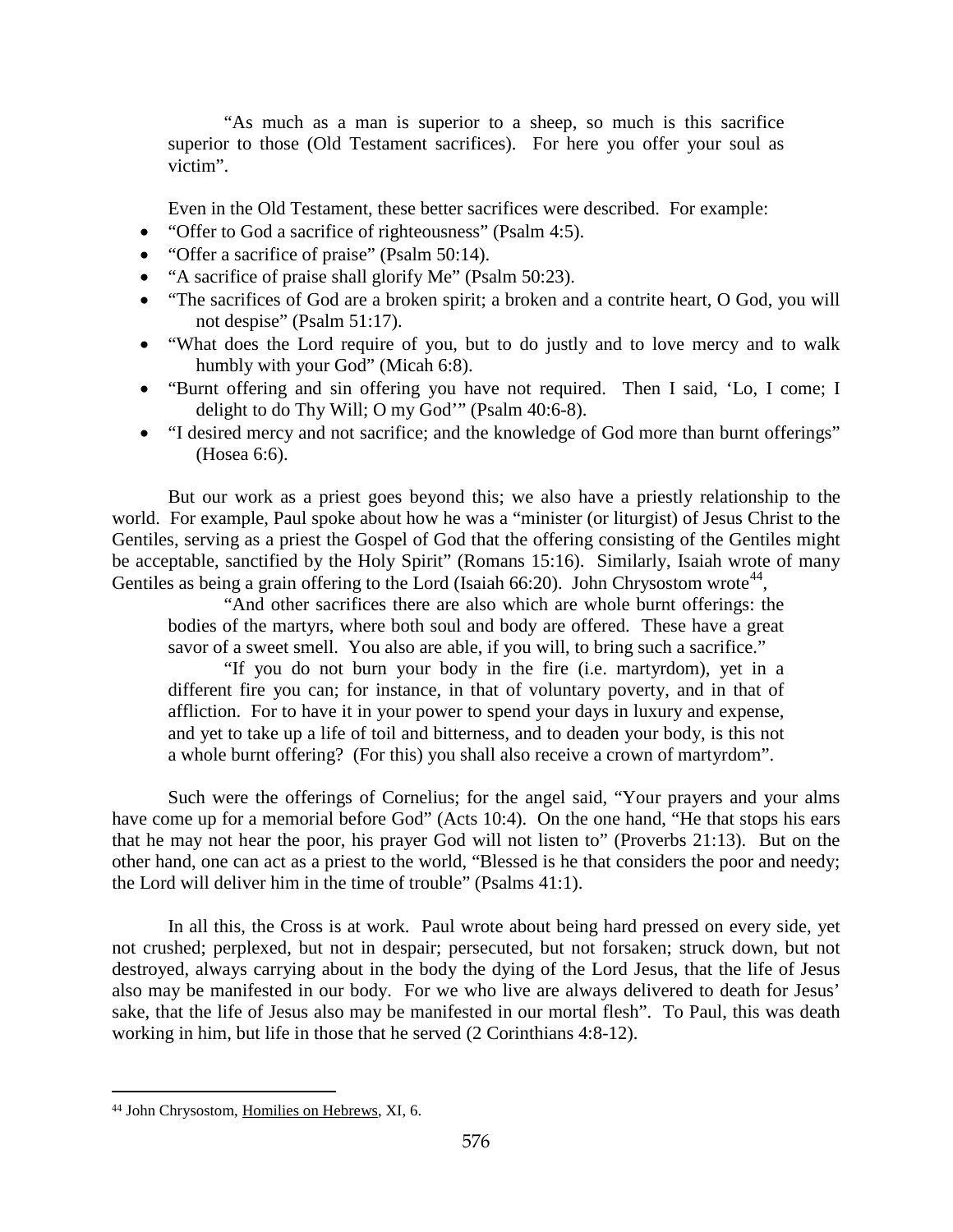> "As much as a man is superior to a sheep, so much is this sacrifice superior to those (Old Testament sacrifices). For here you offer your soul as victim".

Even in the Old Testament, these better sacrifices were described. For example:

- "Offer to God a sacrifice of righteousness" (Psalm 4:5).
- "Offer a sacrifice of praise" (Psalm 50:14).
- "A sacrifice of praise shall glorify Me" (Psalm 50:23).
- "The sacrifices of God are a broken spirit; a broken and a contrite heart, O God, you will not despise" (Psalm 51:17).
- "What does the Lord require of you, but to do justly and to love mercy and to walk humbly with your God" (Micah 6:8).
- "Burnt offering and sin offering you have not required. Then I said, 'Lo, I come; I delight to do Thy Will; O my God'" (Psalm 40:6-8).
- "I desired mercy and not sacrifice; and the knowledge of God more than burnt offerings" (Hosea 6:6).

But our work as a priest goes beyond this; we also have a priestly relationship to the world. For example, Paul spoke about how he was a "minister (or liturgist) of Jesus Christ to the Gentiles, serving as a priest the Gospel of God that the offering consisting of the Gentiles might be acceptable, sanctified by the Holy Spirit" (Romans 15:16). Similarly, Isaiah wrote of many Gentiles as being a grain offering to the Lord (Isaiah 66:20). John Chrysostom wrote[44],

> "And other sacrifices there are also which are whole burnt offerings: the bodies of the martyrs, where both soul and body are offered. These have a great savor of a sweet smell. You also are able, if you will, to bring such a sacrifice."
>
> "If you do not burn your body in the fire (i.e. martyrdom), yet in a different fire you can; for instance, in that of voluntary poverty, and in that of affliction. For to have it in your power to spend your days in luxury and expense, and yet to take up a life of toil and bitterness, and to deaden your body, is this not a whole burnt offering? (For this) you shall also receive a crown of martyrdom".

Such were the offerings of Cornelius; for the angel said, "Your prayers and your alms have come up for a memorial before God" (Acts 10:4). On the one hand, "He that stops his ears that he may not hear the poor, his prayer God will not listen to" (Proverbs 21:13). But on the other hand, one can act as a priest to the world, "Blessed is he that considers the poor and needy; the Lord will deliver him in the time of trouble" (Psalms 41:1).

In all this, the Cross is at work. Paul wrote about being hard pressed on every side, yet not crushed; perplexed, but not in despair; persecuted, but not forsaken; struck down, but not destroyed, always carrying about in the body the dying of the Lord Jesus, that the life of Jesus also may be manifested in our body. For we who live are always delivered to death for Jesus' sake, that the life of Jesus also may be manifested in our mortal flesh". To Paul, this was death working in him, but life in those that he served (2 Corinthians 4:8-12).

---

[44] John Chrysostom, Homilies on Hebrews, XI, 6.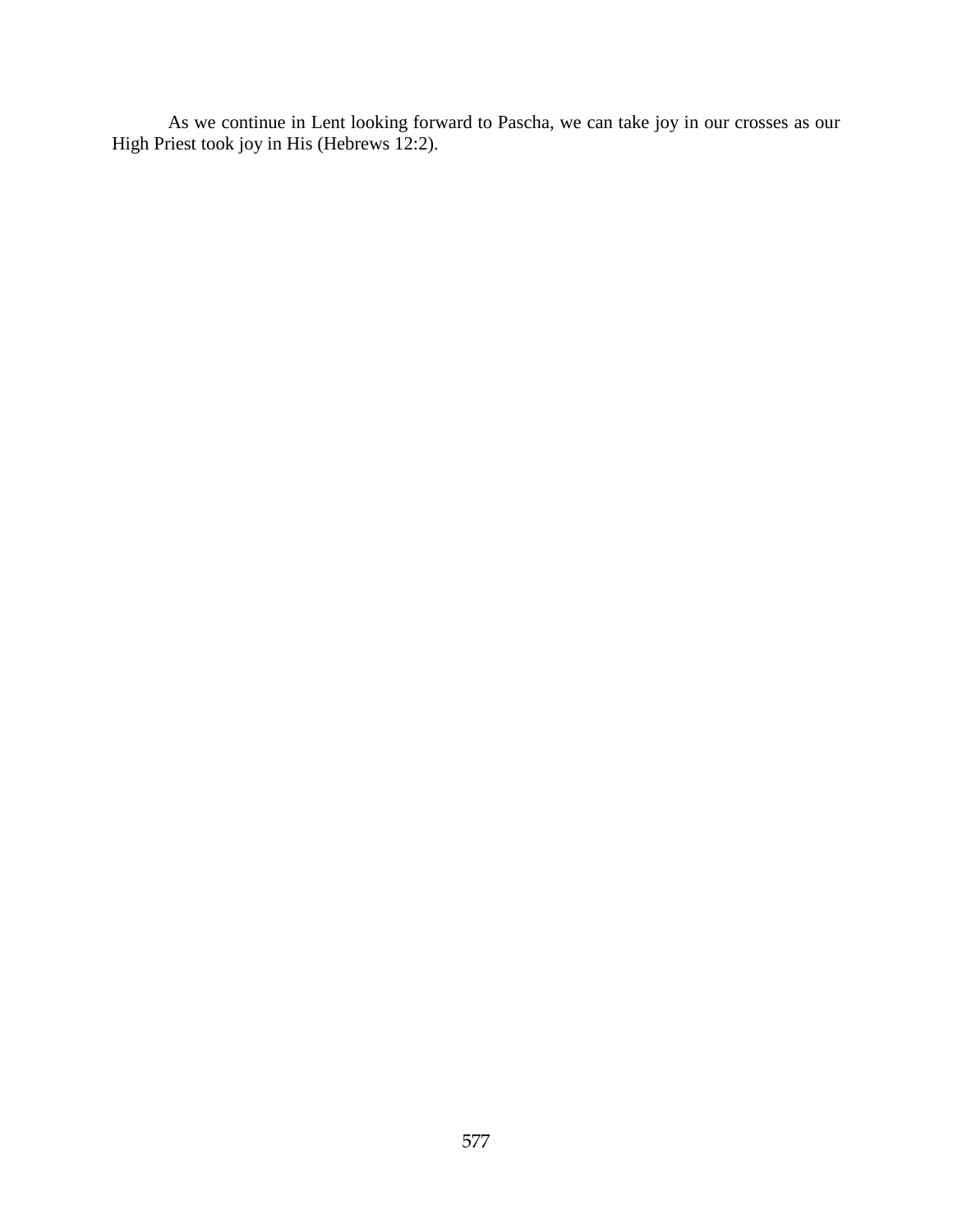As we continue in Lent looking forward to Pascha, we can take joy in our crosses as our High Priest took joy in His (Hebrews 12:2).